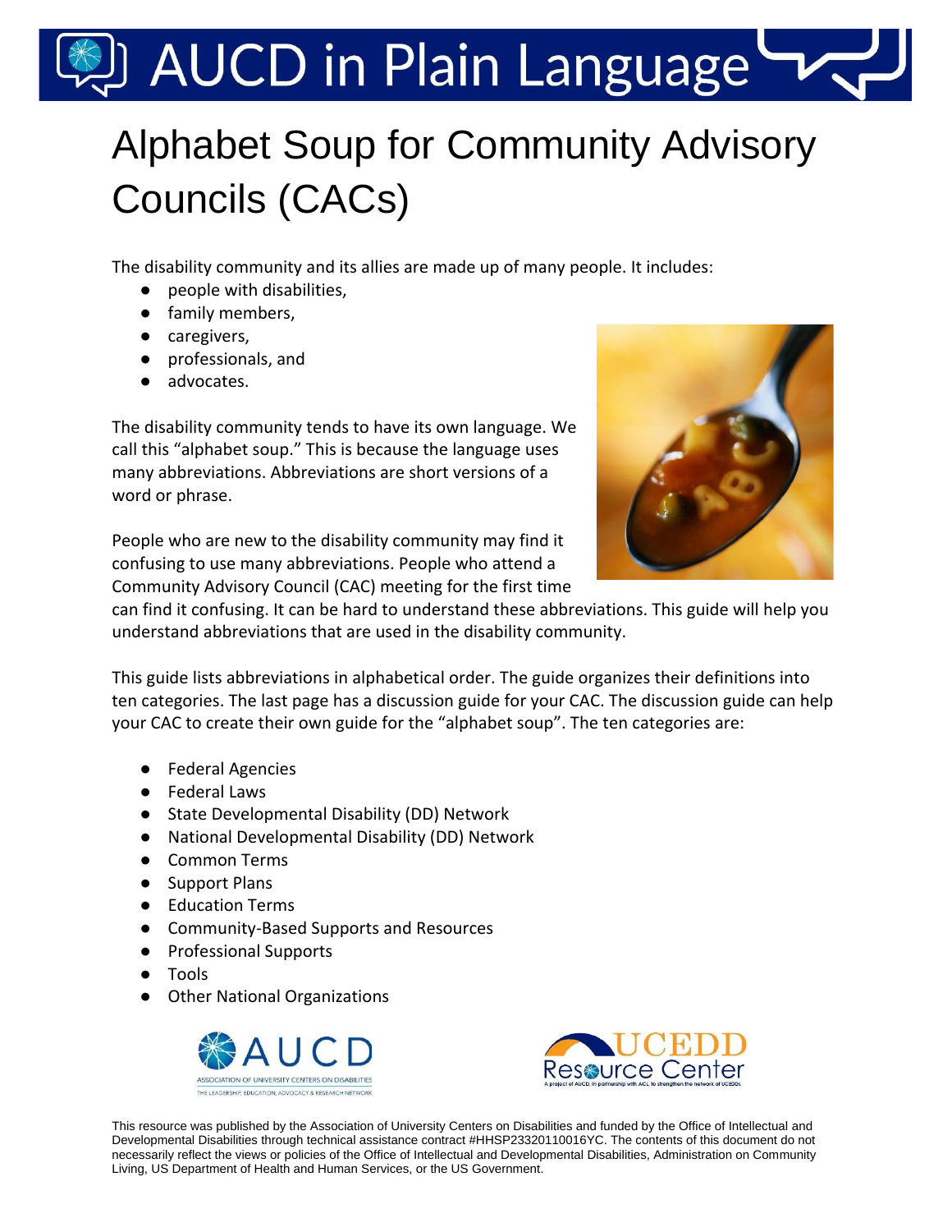# AUCD in Plain Language

## Alphabet Soup for Community Advisory Councils (CACs)

The disability community and its allies are made up of many people. It includes:

- people with disabilities,
- family members,
- caregivers,
- professionals, and
- advocates.

The disability community tends to have its own language. We call this "alphabet soup." This is because the language uses many abbreviations. Abbreviations are short versions of a word or phrase.

People who are new to the disability community may find it confusing to use many abbreviations. People who attend a Community Advisory Council (CAC) meeting for the first time can find it confusing. It can be hard to understand these abbreviations. This guide will help you understand abbreviations that are used in the disability community.

This guide lists abbreviations in alphabetical order. The guide organizes their definitions into ten categories. The last page has a discussion guide for your CAC. The discussion guide can help your CAC to create their own guide for the "alphabet soup". The ten categories are:

- Federal Agencies
- Federal Laws
- State Developmental Disability (DD) Network
- National Developmental Disability (DD) Network
- Common Terms
- Support Plans
- Education Terms
- Community-Based Supports and Resources
- Professional Supports
- Tools
- Other National Organizations

AUCD — Association of University Centers on Disabilities — The Leadership, Education, Advocacy & Research Network

UCEDD Resource Center — A project of AUCD, in partnership with ACL, to strengthen the network of UCEDDs

This resource was published by the Association of University Centers on Disabilities and funded by the Office of Intellectual and Developmental Disabilities through technical assistance contract #HHSP23320110016YC. The contents of this document do not necessarily reflect the views or policies of the Office of Intellectual and Developmental Disabilities, Administration on Community Living, US Department of Health and Human Services, or the US Government.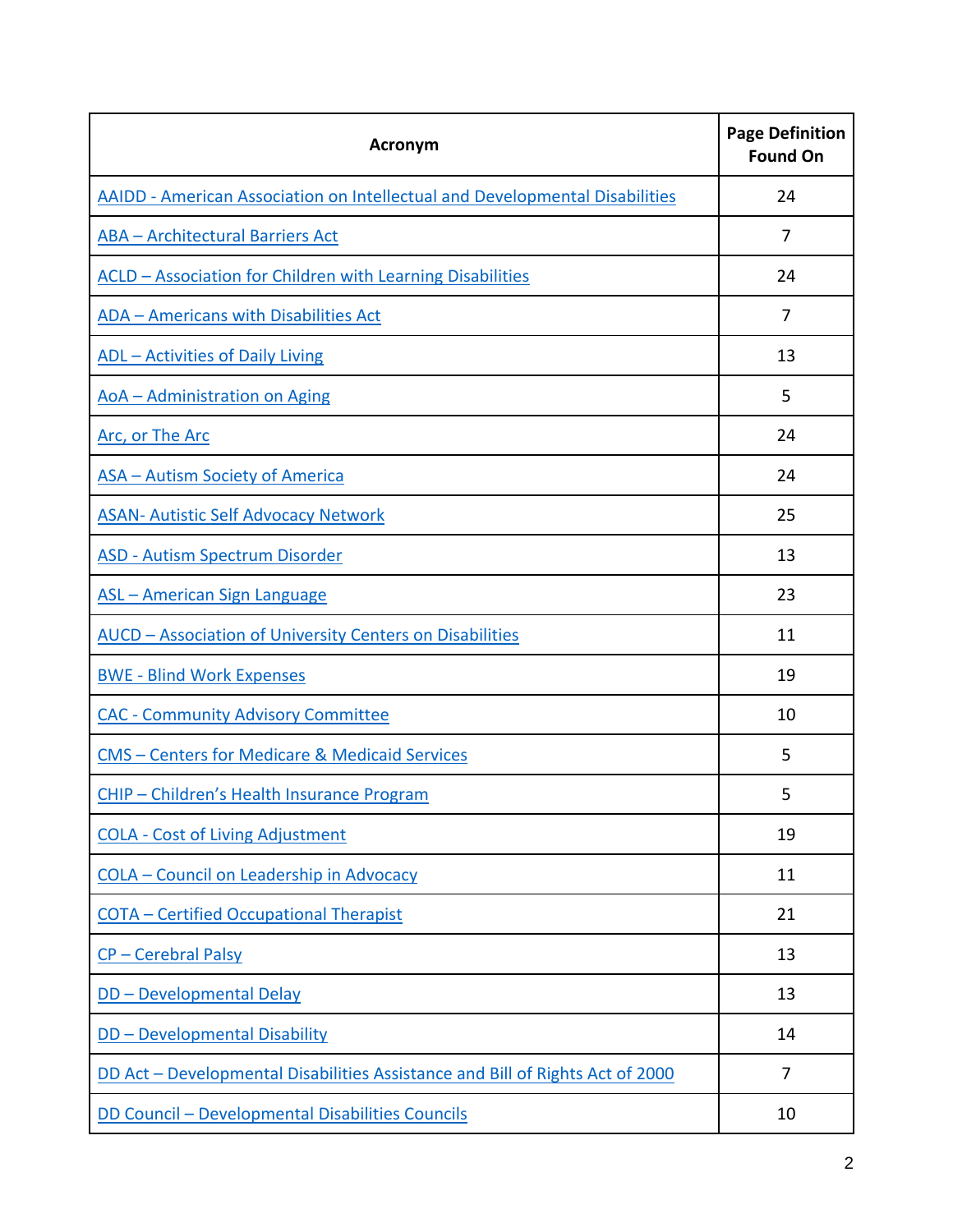| Acronym | Page Definition Found On |
|---|---|
| AAIDD - American Association on Intellectual and Developmental Disabilities | 24 |
| ABA – Architectural Barriers Act | 7 |
| ACLD – Association for Children with Learning Disabilities | 24 |
| ADA – Americans with Disabilities Act | 7 |
| ADL – Activities of Daily Living | 13 |
| AoA – Administration on Aging | 5 |
| Arc, or The Arc | 24 |
| ASA – Autism Society of America | 24 |
| ASAN- Autistic Self Advocacy Network | 25 |
| ASD - Autism Spectrum Disorder | 13 |
| ASL – American Sign Language | 23 |
| AUCD – Association of University Centers on Disabilities | 11 |
| BWE - Blind Work Expenses | 19 |
| CAC - Community Advisory Committee | 10 |
| CMS – Centers for Medicare & Medicaid Services | 5 |
| CHIP – Children's Health Insurance Program | 5 |
| COLA - Cost of Living Adjustment | 19 |
| COLA – Council on Leadership in Advocacy | 11 |
| COTA – Certified Occupational Therapist | 21 |
| CP – Cerebral Palsy | 13 |
| DD – Developmental Delay | 13 |
| DD – Developmental Disability | 14 |
| DD Act – Developmental Disabilities Assistance and Bill of Rights Act of 2000 | 7 |
| DD Council – Developmental Disabilities Councils | 10 |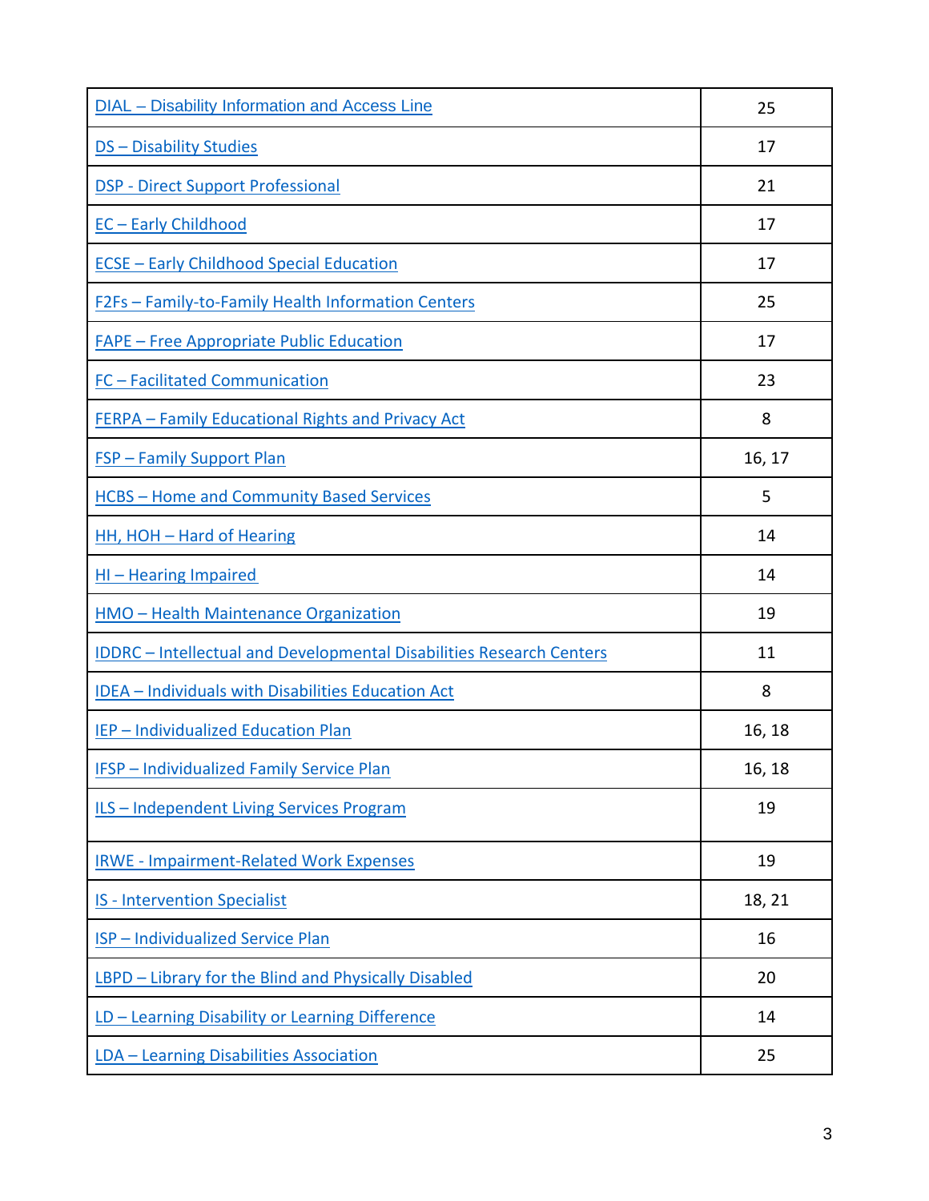| | |
|---|---|
| DIAL – Disability Information and Access Line | 25 |
| DS – Disability Studies | 17 |
| DSP - Direct Support Professional | 21 |
| EC – Early Childhood | 17 |
| ECSE – Early Childhood Special Education | 17 |
| F2Fs – Family-to-Family Health Information Centers | 25 |
| FAPE – Free Appropriate Public Education | 17 |
| FC – Facilitated Communication | 23 |
| FERPA – Family Educational Rights and Privacy Act | 8 |
| FSP – Family Support Plan | 16, 17 |
| HCBS – Home and Community Based Services | 5 |
| HH, HOH – Hard of Hearing | 14 |
| HI – Hearing Impaired | 14 |
| HMO – Health Maintenance Organization | 19 |
| IDDRC – Intellectual and Developmental Disabilities Research Centers | 11 |
| IDEA – Individuals with Disabilities Education Act | 8 |
| IEP – Individualized Education Plan | 16, 18 |
| IFSP – Individualized Family Service Plan | 16, 18 |
| ILS – Independent Living Services Program | 19 |
| IRWE - Impairment-Related Work Expenses | 19 |
| IS - Intervention Specialist | 18, 21 |
| ISP – Individualized Service Plan | 16 |
| LBPD – Library for the Blind and Physically Disabled | 20 |
| LD – Learning Disability or Learning Difference | 14 |
| LDA – Learning Disabilities Association | 25 |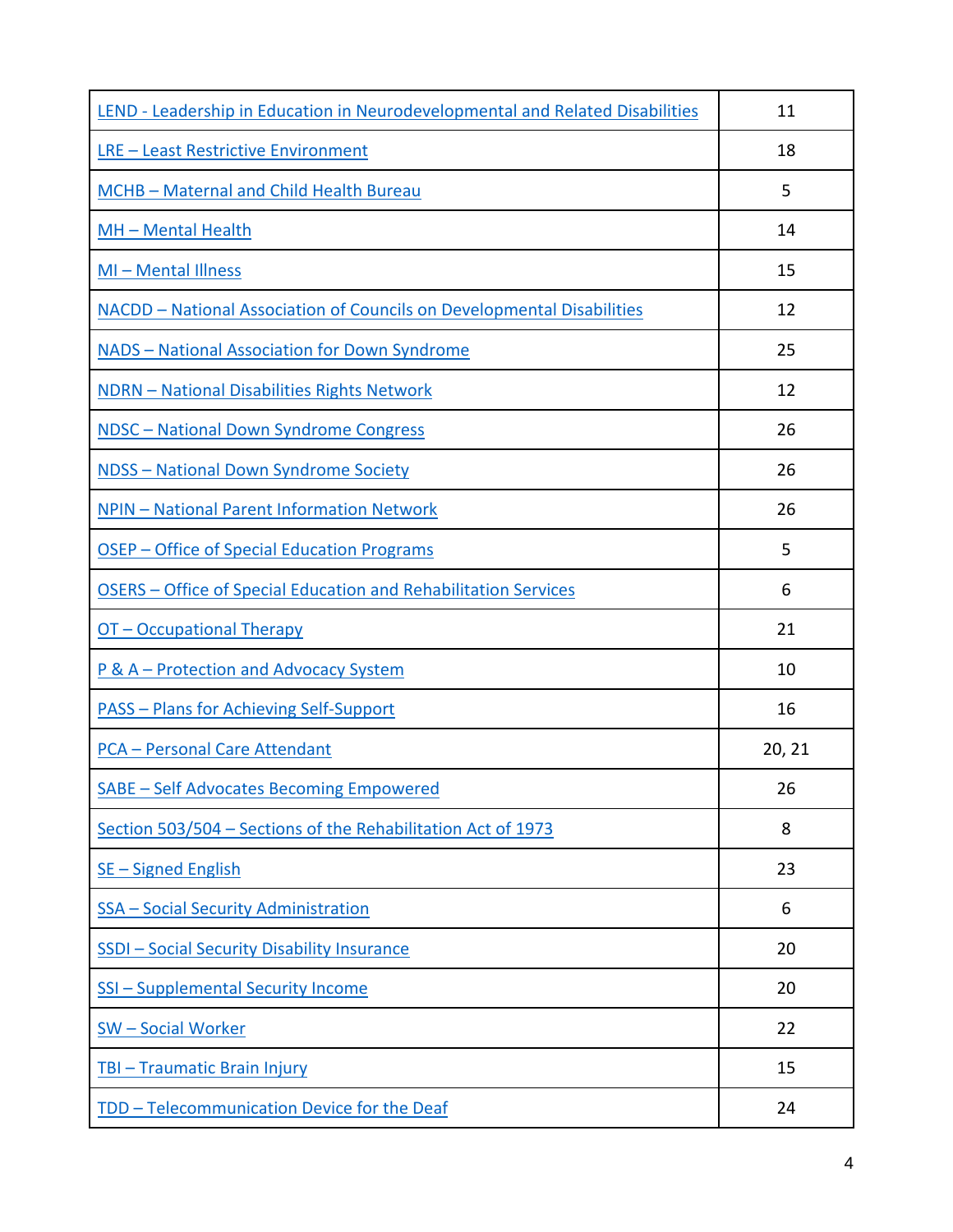| | |
|---|---|
| LEND - Leadership in Education in Neurodevelopmental and Related Disabilities | 11 |
| LRE – Least Restrictive Environment | 18 |
| MCHB – Maternal and Child Health Bureau | 5 |
| MH – Mental Health | 14 |
| MI – Mental Illness | 15 |
| NACDD – National Association of Councils on Developmental Disabilities | 12 |
| NADS – National Association for Down Syndrome | 25 |
| NDRN – National Disabilities Rights Network | 12 |
| NDSC – National Down Syndrome Congress | 26 |
| NDSS – National Down Syndrome Society | 26 |
| NPIN – National Parent Information Network | 26 |
| OSEP – Office of Special Education Programs | 5 |
| OSERS – Office of Special Education and Rehabilitation Services | 6 |
| OT – Occupational Therapy | 21 |
| P & A – Protection and Advocacy System | 10 |
| PASS – Plans for Achieving Self-Support | 16 |
| PCA – Personal Care Attendant | 20, 21 |
| SABE – Self Advocates Becoming Empowered | 26 |
| Section 503/504 – Sections of the Rehabilitation Act of 1973 | 8 |
| SE – Signed English | 23 |
| SSA – Social Security Administration | 6 |
| SSDI – Social Security Disability Insurance | 20 |
| SSI – Supplemental Security Income | 20 |
| SW – Social Worker | 22 |
| TBI – Traumatic Brain Injury | 15 |
| TDD – Telecommunication Device for the Deaf | 24 |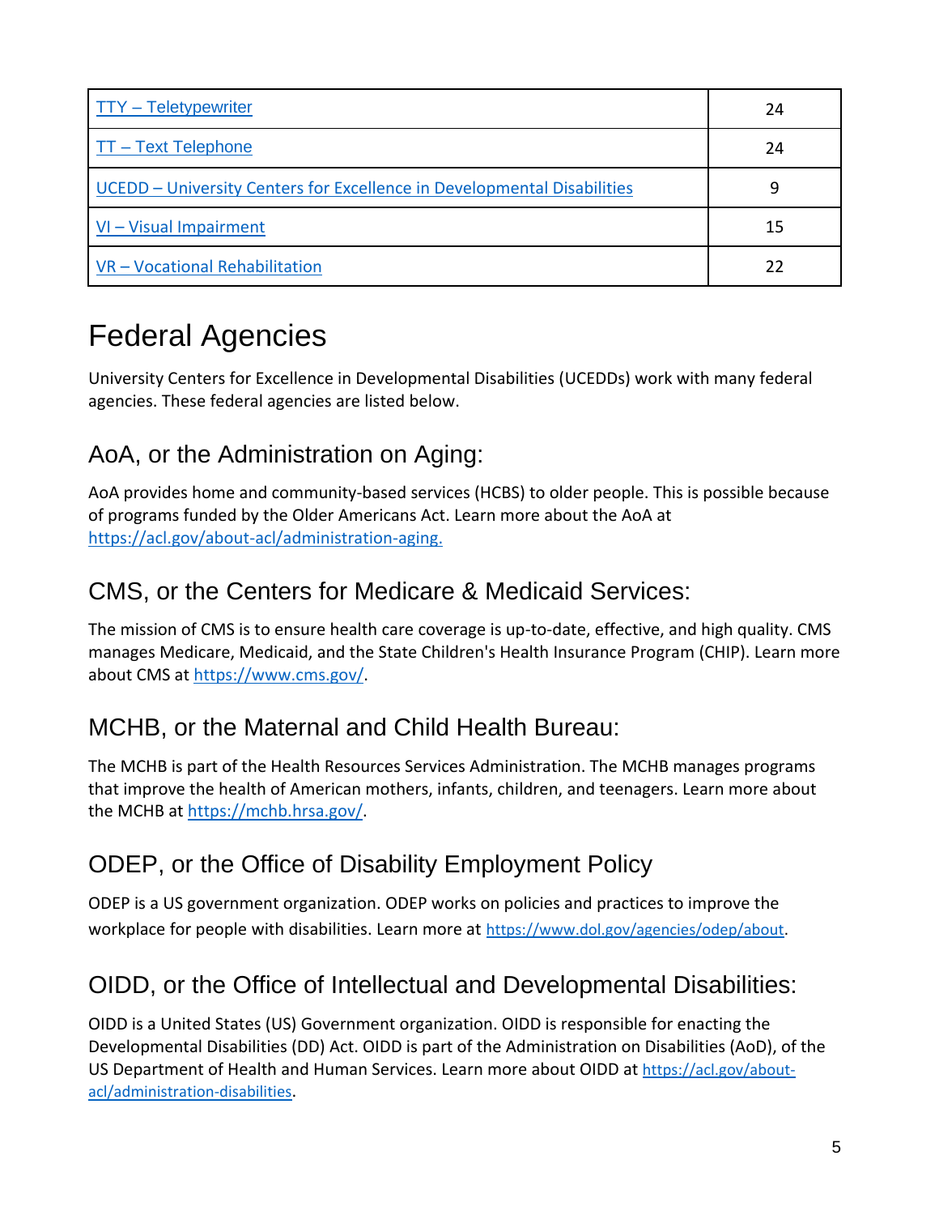| | |
|---|---|
| TTY – Teletypewriter | 24 |
| TT – Text Telephone | 24 |
| UCEDD – University Centers for Excellence in Developmental Disabilities | 9 |
| VI – Visual Impairment | 15 |
| VR – Vocational Rehabilitation | 22 |

# Federal Agencies

University Centers for Excellence in Developmental Disabilities (UCEDDs) work with many federal agencies. These federal agencies are listed below.

## AoA, or the Administration on Aging:

AoA provides home and community-based services (HCBS) to older people. This is possible because of programs funded by the Older Americans Act. Learn more about the AoA at https://acl.gov/about-acl/administration-aging.

## CMS, or the Centers for Medicare & Medicaid Services:

The mission of CMS is to ensure health care coverage is up-to-date, effective, and high quality. CMS manages Medicare, Medicaid, and the State Children's Health Insurance Program (CHIP). Learn more about CMS at https://www.cms.gov/.

## MCHB, or the Maternal and Child Health Bureau:

The MCHB is part of the Health Resources Services Administration. The MCHB manages programs that improve the health of American mothers, infants, children, and teenagers. Learn more about the MCHB at https://mchb.hrsa.gov/.

## ODEP, or the Office of Disability Employment Policy

ODEP is a US government organization. ODEP works on policies and practices to improve the workplace for people with disabilities. Learn more at https://www.dol.gov/agencies/odep/about.

## OIDD, or the Office of Intellectual and Developmental Disabilities:

OIDD is a United States (US) Government organization. OIDD is responsible for enacting the Developmental Disabilities (DD) Act. OIDD is part of the Administration on Disabilities (AoD), of the US Department of Health and Human Services. Learn more about OIDD at https://acl.gov/about-acl/administration-disabilities.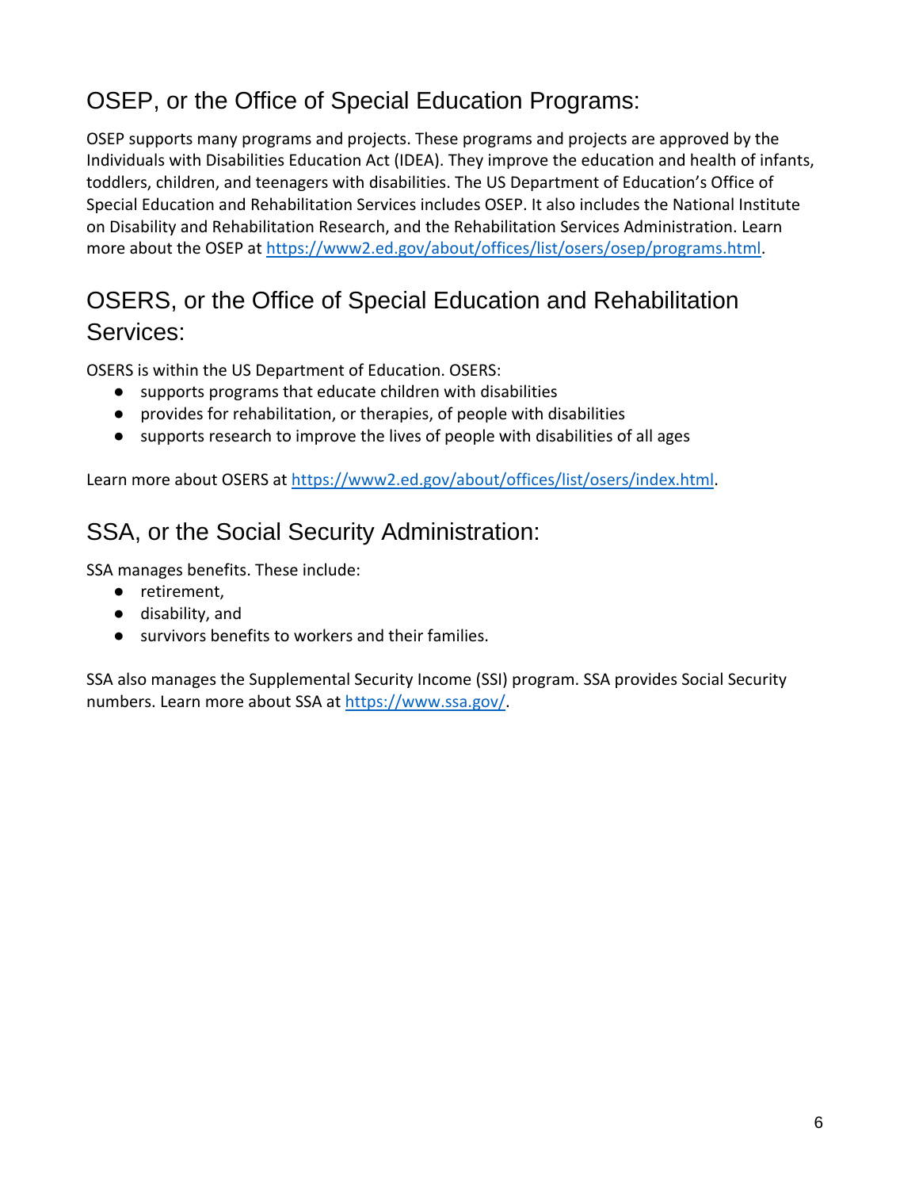## OSEP, or the Office of Special Education Programs:

OSEP supports many programs and projects. These programs and projects are approved by the Individuals with Disabilities Education Act (IDEA). They improve the education and health of infants, toddlers, children, and teenagers with disabilities. The US Department of Education's Office of Special Education and Rehabilitation Services includes OSEP. It also includes the National Institute on Disability and Rehabilitation Research, and the Rehabilitation Services Administration. Learn more about the OSEP at https://www2.ed.gov/about/offices/list/osers/osep/programs.html.

## OSERS, or the Office of Special Education and Rehabilitation Services:

OSERS is within the US Department of Education. OSERS:

- supports programs that educate children with disabilities
- provides for rehabilitation, or therapies, of people with disabilities
- supports research to improve the lives of people with disabilities of all ages

Learn more about OSERS at https://www2.ed.gov/about/offices/list/osers/index.html.

## SSA, or the Social Security Administration:

SSA manages benefits. These include:

- retirement,
- disability, and
- survivors benefits to workers and their families.

SSA also manages the Supplemental Security Income (SSI) program. SSA provides Social Security numbers. Learn more about SSA at https://www.ssa.gov/.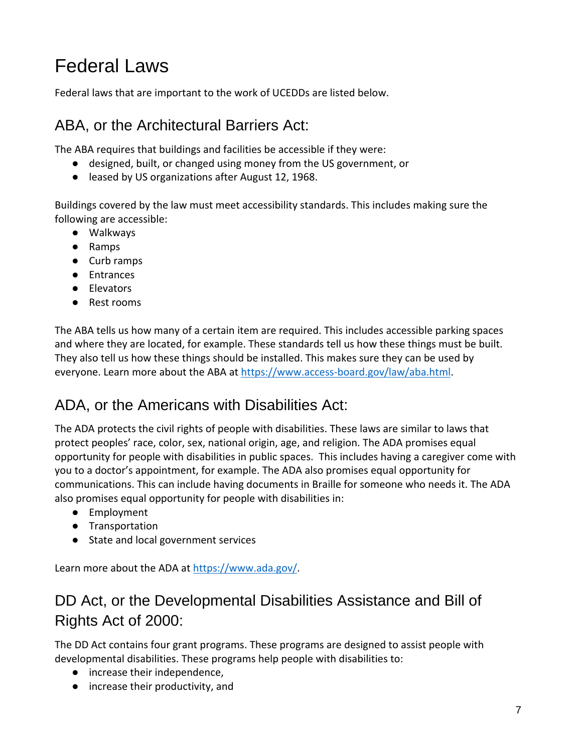# Federal Laws

Federal laws that are important to the work of UCEDDs are listed below.

## ABA, or the Architectural Barriers Act:

The ABA requires that buildings and facilities be accessible if they were:

- designed, built, or changed using money from the US government, or
- leased by US organizations after August 12, 1968.

Buildings covered by the law must meet accessibility standards. This includes making sure the following are accessible:

- Walkways
- Ramps
- Curb ramps
- Entrances
- Elevators
- Rest rooms

The ABA tells us how many of a certain item are required. This includes accessible parking spaces and where they are located, for example. These standards tell us how these things must be built. They also tell us how these things should be installed. This makes sure they can be used by everyone. Learn more about the ABA at https://www.access-board.gov/law/aba.html.

## ADA, or the Americans with Disabilities Act:

The ADA protects the civil rights of people with disabilities. These laws are similar to laws that protect peoples' race, color, sex, national origin, age, and religion. The ADA promises equal opportunity for people with disabilities in public spaces. This includes having a caregiver come with you to a doctor's appointment, for example. The ADA also promises equal opportunity for communications. This can include having documents in Braille for someone who needs it. The ADA also promises equal opportunity for people with disabilities in:

- Employment
- Transportation
- State and local government services

Learn more about the ADA at https://www.ada.gov/.

## DD Act, or the Developmental Disabilities Assistance and Bill of Rights Act of 2000:

The DD Act contains four grant programs. These programs are designed to assist people with developmental disabilities. These programs help people with disabilities to:

- increase their independence,
- increase their productivity, and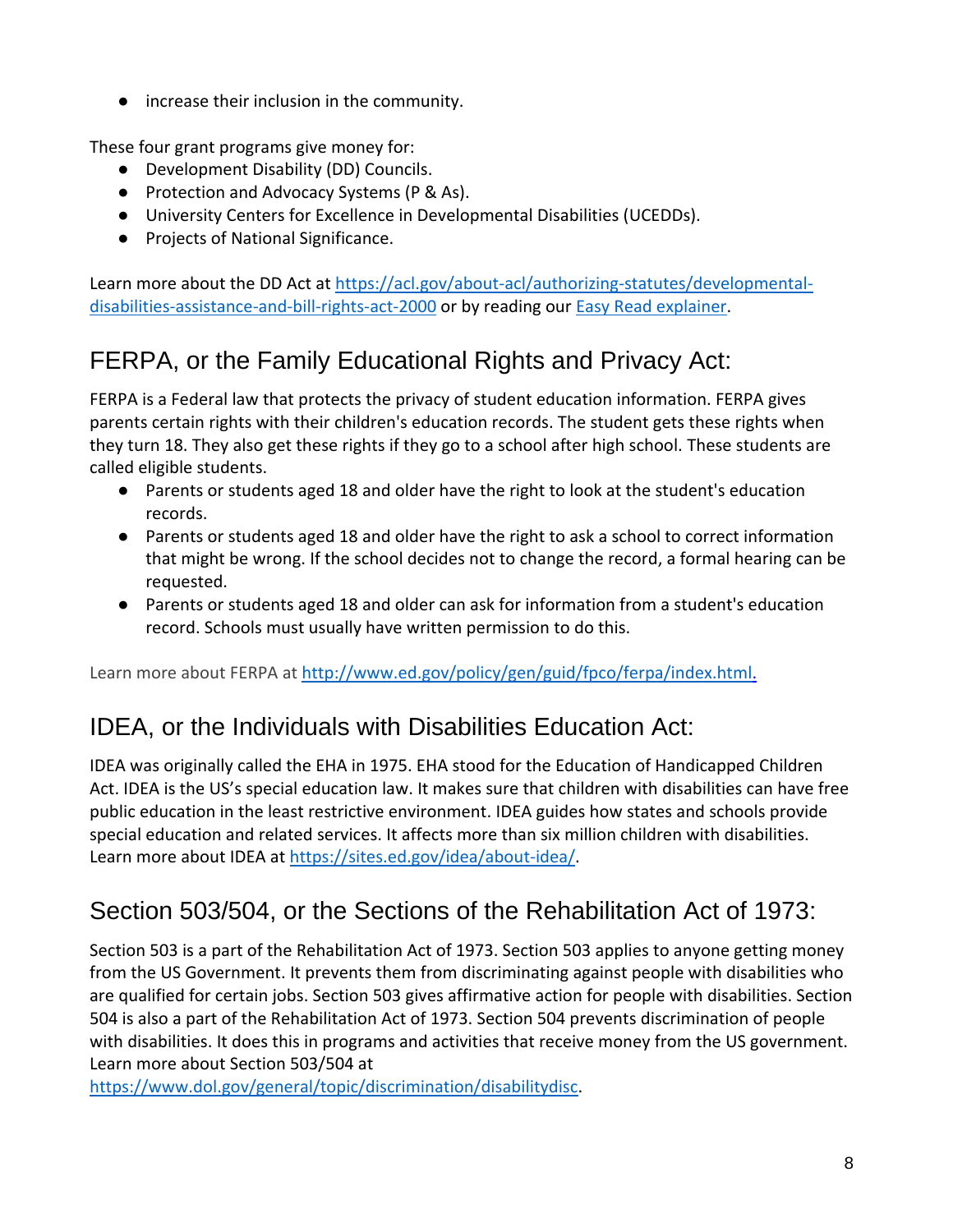- increase their inclusion in the community.

These four grant programs give money for:

- Development Disability (DD) Councils.
- Protection and Advocacy Systems (P & As).
- University Centers for Excellence in Developmental Disabilities (UCEDDs).
- Projects of National Significance.

Learn more about the DD Act at [https://acl.gov/about-acl/authorizing-statutes/developmental-disabilities-assistance-and-bill-rights-act-2000](https://acl.gov/about-acl/authorizing-statutes/developmental-disabilities-assistance-and-bill-rights-act-2000) or by reading our Easy Read explainer.

## FERPA, or the Family Educational Rights and Privacy Act:

FERPA is a Federal law that protects the privacy of student education information. FERPA gives parents certain rights with their children's education records. The student gets these rights when they turn 18. They also get these rights if they go to a school after high school. These students are called eligible students.

- Parents or students aged 18 and older have the right to look at the student's education records.
- Parents or students aged 18 and older have the right to ask a school to correct information that might be wrong. If the school decides not to change the record, a formal hearing can be requested.
- Parents or students aged 18 and older can ask for information from a student's education record. Schools must usually have written permission to do this.

Learn more about FERPA at [http://www.ed.gov/policy/gen/guid/fpco/ferpa/index.html](http://www.ed.gov/policy/gen/guid/fpco/ferpa/index.html).

## IDEA, or the Individuals with Disabilities Education Act:

IDEA was originally called the EHA in 1975. EHA stood for the Education of Handicapped Children Act. IDEA is the US's special education law. It makes sure that children with disabilities can have free public education in the least restrictive environment. IDEA guides how states and schools provide special education and related services. It affects more than six million children with disabilities. Learn more about IDEA at [https://sites.ed.gov/idea/about-idea/](https://sites.ed.gov/idea/about-idea/).

## Section 503/504, or the Sections of the Rehabilitation Act of 1973:

Section 503 is a part of the Rehabilitation Act of 1973. Section 503 applies to anyone getting money from the US Government. It prevents them from discriminating against people with disabilities who are qualified for certain jobs. Section 503 gives affirmative action for people with disabilities. Section 504 is also a part of the Rehabilitation Act of 1973. Section 504 prevents discrimination of people with disabilities. It does this in programs and activities that receive money from the US government. Learn more about Section 503/504 at [https://www.dol.gov/general/topic/discrimination/disabilitydisc](https://www.dol.gov/general/topic/discrimination/disabilitydisc).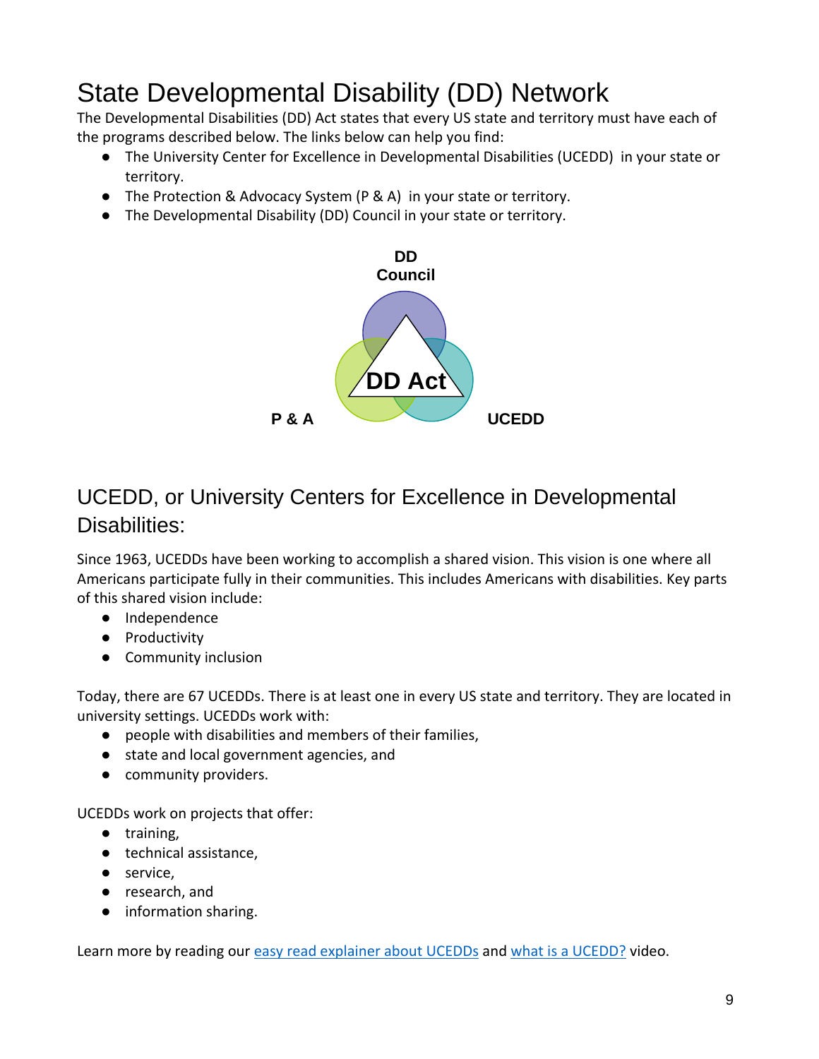# State Developmental Disability (DD) Network

The Developmental Disabilities (DD) Act states that every US state and territory must have each of the programs described below. The links below can help you find:

- The University Center for Excellence in Developmental Disabilities (UCEDD) in your state or territory.
- The Protection & Advocacy System (P & A) in your state or territory.
- The Developmental Disability (DD) Council in your state or territory.

DD Council

DD Act

P & A

UCEDD

## UCEDD, or University Centers for Excellence in Developmental Disabilities:

Since 1963, UCEDDs have been working to accomplish a shared vision. This vision is one where all Americans participate fully in their communities. This includes Americans with disabilities. Key parts of this shared vision include:

- Independence
- Productivity
- Community inclusion

Today, there are 67 UCEDDs. There is at least one in every US state and territory. They are located in university settings. UCEDDs work with:

- people with disabilities and members of their families,
- state and local government agencies, and
- community providers.

UCEDDs work on projects that offer:

- training,
- technical assistance,
- service,
- research, and
- information sharing.

Learn more by reading our easy read explainer about UCEDDs and what is a UCEDD? video.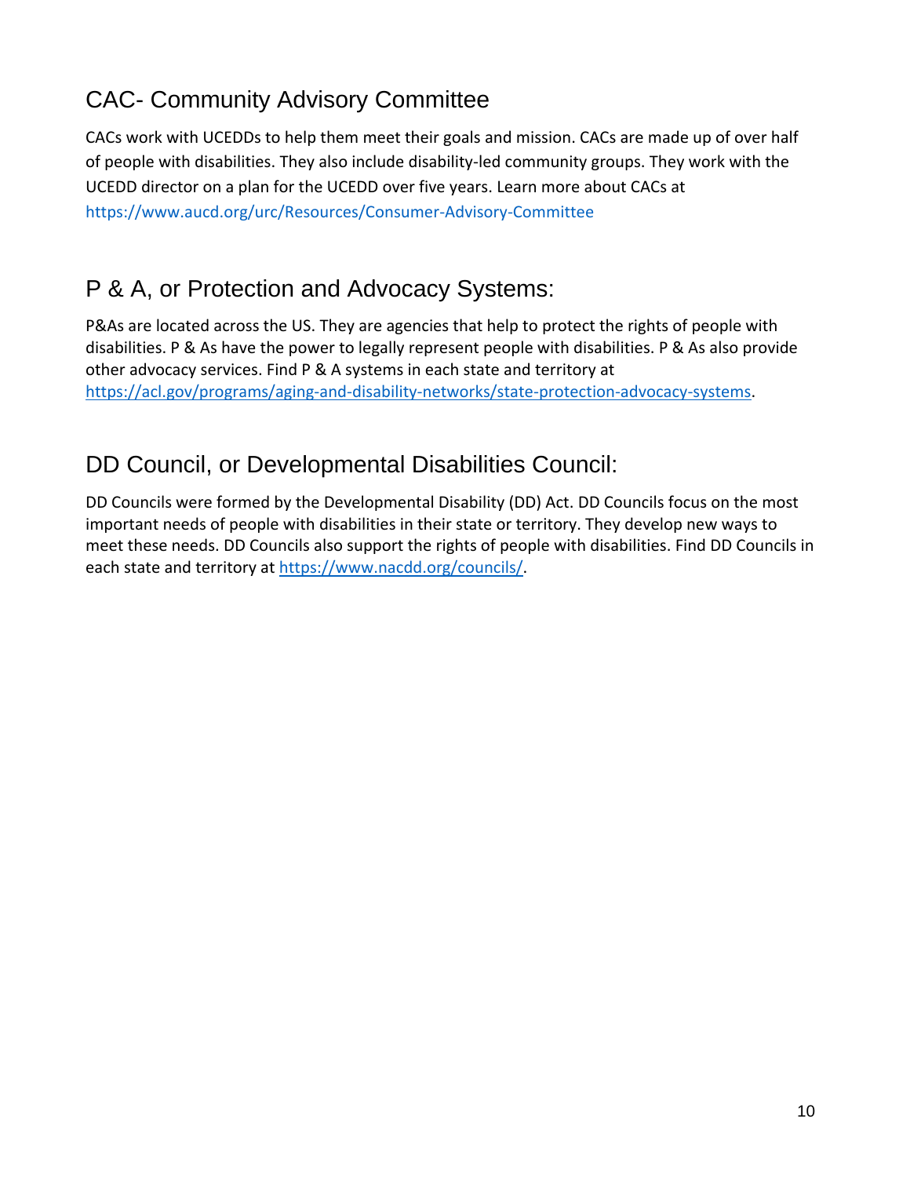## CAC- Community Advisory Committee

CACs work with UCEDDs to help them meet their goals and mission. CACs are made up of over half of people with disabilities. They also include disability-led community groups. They work with the UCEDD director on a plan for the UCEDD over five years. Learn more about CACs at https://www.aucd.org/urc/Resources/Consumer-Advisory-Committee

## P & A, or Protection and Advocacy Systems:

P&As are located across the US. They are agencies that help to protect the rights of people with disabilities. P & As have the power to legally represent people with disabilities. P & As also provide other advocacy services. Find P & A systems in each state and territory at https://acl.gov/programs/aging-and-disability-networks/state-protection-advocacy-systems.

## DD Council, or Developmental Disabilities Council:

DD Councils were formed by the Developmental Disability (DD) Act. DD Councils focus on the most important needs of people with disabilities in their state or territory. They develop new ways to meet these needs. DD Councils also support the rights of people with disabilities. Find DD Councils in each state and territory at https://www.nacdd.org/councils/.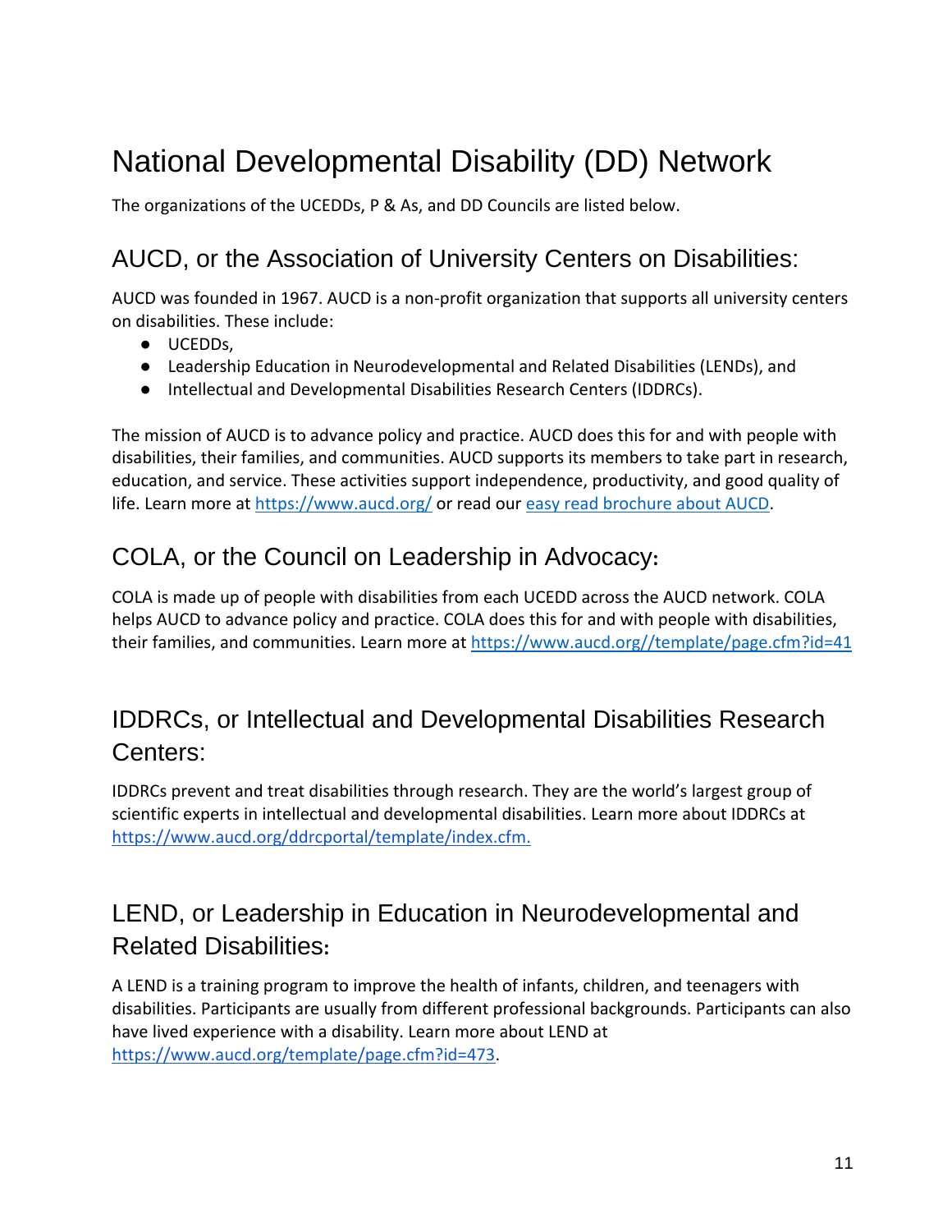# National Developmental Disability (DD) Network

The organizations of the UCEDDs, P & As, and DD Councils are listed below.

## AUCD, or the Association of University Centers on Disabilities:

AUCD was founded in 1967. AUCD is a non-profit organization that supports all university centers on disabilities. These include:

- UCEDDs,
- Leadership Education in Neurodevelopmental and Related Disabilities (LENDs), and
- Intellectual and Developmental Disabilities Research Centers (IDDRCs).

The mission of AUCD is to advance policy and practice. AUCD does this for and with people with disabilities, their families, and communities. AUCD supports its members to take part in research, education, and service. These activities support independence, productivity, and good quality of life. Learn more at https://www.aucd.org/ or read our easy read brochure about AUCD.

## COLA, or the Council on Leadership in Advocacy:

COLA is made up of people with disabilities from each UCEDD across the AUCD network. COLA helps AUCD to advance policy and practice. COLA does this for and with people with disabilities, their families, and communities. Learn more at https://www.aucd.org//template/page.cfm?id=41

## IDDRCs, or Intellectual and Developmental Disabilities Research Centers:

IDDRCs prevent and treat disabilities through research. They are the world's largest group of scientific experts in intellectual and developmental disabilities. Learn more about IDDRCs at https://www.aucd.org/ddrcportal/template/index.cfm.

## LEND, or Leadership in Education in Neurodevelopmental and Related Disabilities:

A LEND is a training program to improve the health of infants, children, and teenagers with disabilities. Participants are usually from different professional backgrounds. Participants can also have lived experience with a disability. Learn more about LEND at https://www.aucd.org/template/page.cfm?id=473.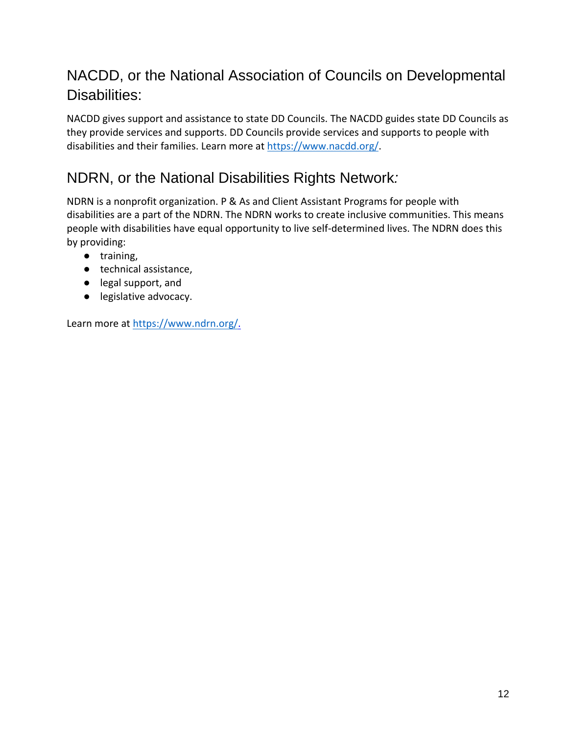## NACDD, or the National Association of Councils on Developmental Disabilities:

NACDD gives support and assistance to state DD Councils. The NACDD guides state DD Councils as they provide services and supports. DD Councils provide services and supports to people with disabilities and their families. Learn more at https://www.nacdd.org/.

## NDRN, or the National Disabilities Rights Network*:*

NDRN is a nonprofit organization. P & As and Client Assistant Programs for people with disabilities are a part of the NDRN. The NDRN works to create inclusive communities. This means people with disabilities have equal opportunity to live self-determined lives. The NDRN does this by providing:

- training,
- technical assistance,
- legal support, and
- legislative advocacy.

Learn more at https://www.ndrn.org/.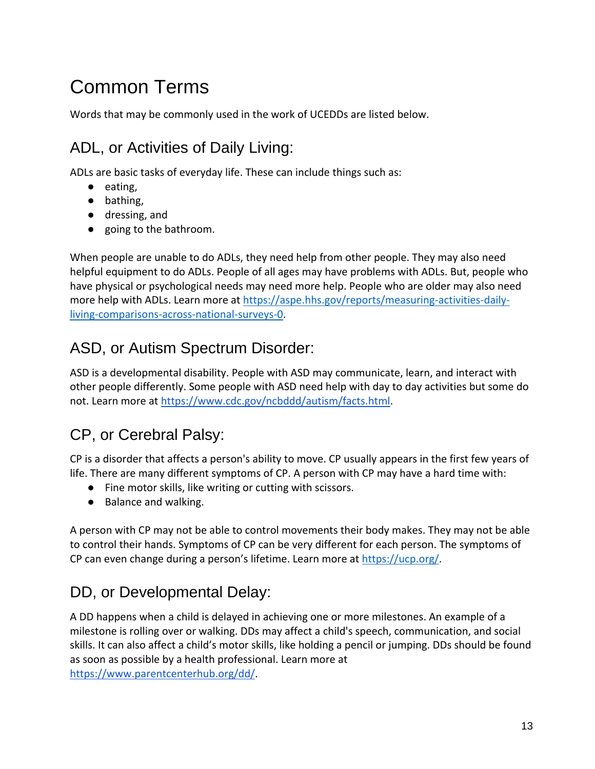# Common Terms

Words that may be commonly used in the work of UCEDDs are listed below.

## ADL, or Activities of Daily Living:

ADLs are basic tasks of everyday life. These can include things such as:

- eating,
- bathing,
- dressing, and
- going to the bathroom.

When people are unable to do ADLs, they need help from other people. They may also need helpful equipment to do ADLs. People of all ages may have problems with ADLs. But, people who have physical or psychological needs may need more help. People who are older may also need more help with ADLs. Learn more at [https://aspe.hhs.gov/reports/measuring-activities-daily-living-comparisons-across-national-surveys-0](https://aspe.hhs.gov/reports/measuring-activities-daily-living-comparisons-across-national-surveys-0).

## ASD, or Autism Spectrum Disorder:

ASD is a developmental disability. People with ASD may communicate, learn, and interact with other people differently. Some people with ASD need help with day to day activities but some do not. Learn more at [https://www.cdc.gov/ncbddd/autism/facts.html](https://www.cdc.gov/ncbddd/autism/facts.html).

## CP, or Cerebral Palsy:

CP is a disorder that affects a person's ability to move. CP usually appears in the first few years of life. There are many different symptoms of CP. A person with CP may have a hard time with:

- Fine motor skills, like writing or cutting with scissors.
- Balance and walking.

A person with CP may not be able to control movements their body makes. They may not be able to control their hands. Symptoms of CP can be very different for each person. The symptoms of CP can even change during a person's lifetime. Learn more at [https://ucp.org/](https://ucp.org/).

## DD, or Developmental Delay:

A DD happens when a child is delayed in achieving one or more milestones. An example of a milestone is rolling over or walking. DDs may affect a child's speech, communication, and social skills. It can also affect a child's motor skills, like holding a pencil or jumping. DDs should be found as soon as possible by a health professional. Learn more at [https://www.parentcenterhub.org/dd/](https://www.parentcenterhub.org/dd/).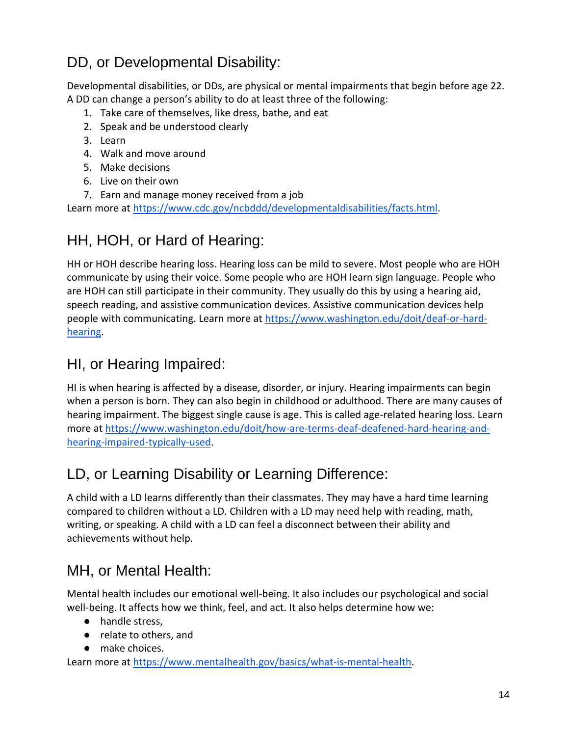## DD, or Developmental Disability:

Developmental disabilities, or DDs, are physical or mental impairments that begin before age 22. A DD can change a person's ability to do at least three of the following:

1. Take care of themselves, like dress, bathe, and eat
2. Speak and be understood clearly
3. Learn
4. Walk and move around
5. Make decisions
6. Live on their own
7. Earn and manage money received from a job

Learn more at [https://www.cdc.gov/ncbddd/developmentaldisabilities/facts.html](https://www.cdc.gov/ncbddd/developmentaldisabilities/facts.html).

## HH, HOH, or Hard of Hearing:

HH or HOH describe hearing loss. Hearing loss can be mild to severe. Most people who are HOH communicate by using their voice. Some people who are HOH learn sign language. People who are HOH can still participate in their community. They usually do this by using a hearing aid, speech reading, and assistive communication devices. Assistive communication devices help people with communicating. Learn more at [https://www.washington.edu/doit/deaf-or-hard-hearing](https://www.washington.edu/doit/deaf-or-hard-hearing).

## HI, or Hearing Impaired:

HI is when hearing is affected by a disease, disorder, or injury. Hearing impairments can begin when a person is born. They can also begin in childhood or adulthood. There are many causes of hearing impairment. The biggest single cause is age. This is called age-related hearing loss. Learn more at [https://www.washington.edu/doit/how-are-terms-deaf-deafened-hard-hearing-and-hearing-impaired-typically-used](https://www.washington.edu/doit/how-are-terms-deaf-deafened-hard-hearing-and-hearing-impaired-typically-used).

## LD, or Learning Disability or Learning Difference:

A child with a LD learns differently than their classmates. They may have a hard time learning compared to children without a LD. Children with a LD may need help with reading, math, writing, or speaking. A child with a LD can feel a disconnect between their ability and achievements without help.

## MH, or Mental Health:

Mental health includes our emotional well-being. It also includes our psychological and social well-being. It affects how we think, feel, and act. It also helps determine how we:

- handle stress,
- relate to others, and
- make choices.

Learn more at [https://www.mentalhealth.gov/basics/what-is-mental-health](https://www.mentalhealth.gov/basics/what-is-mental-health).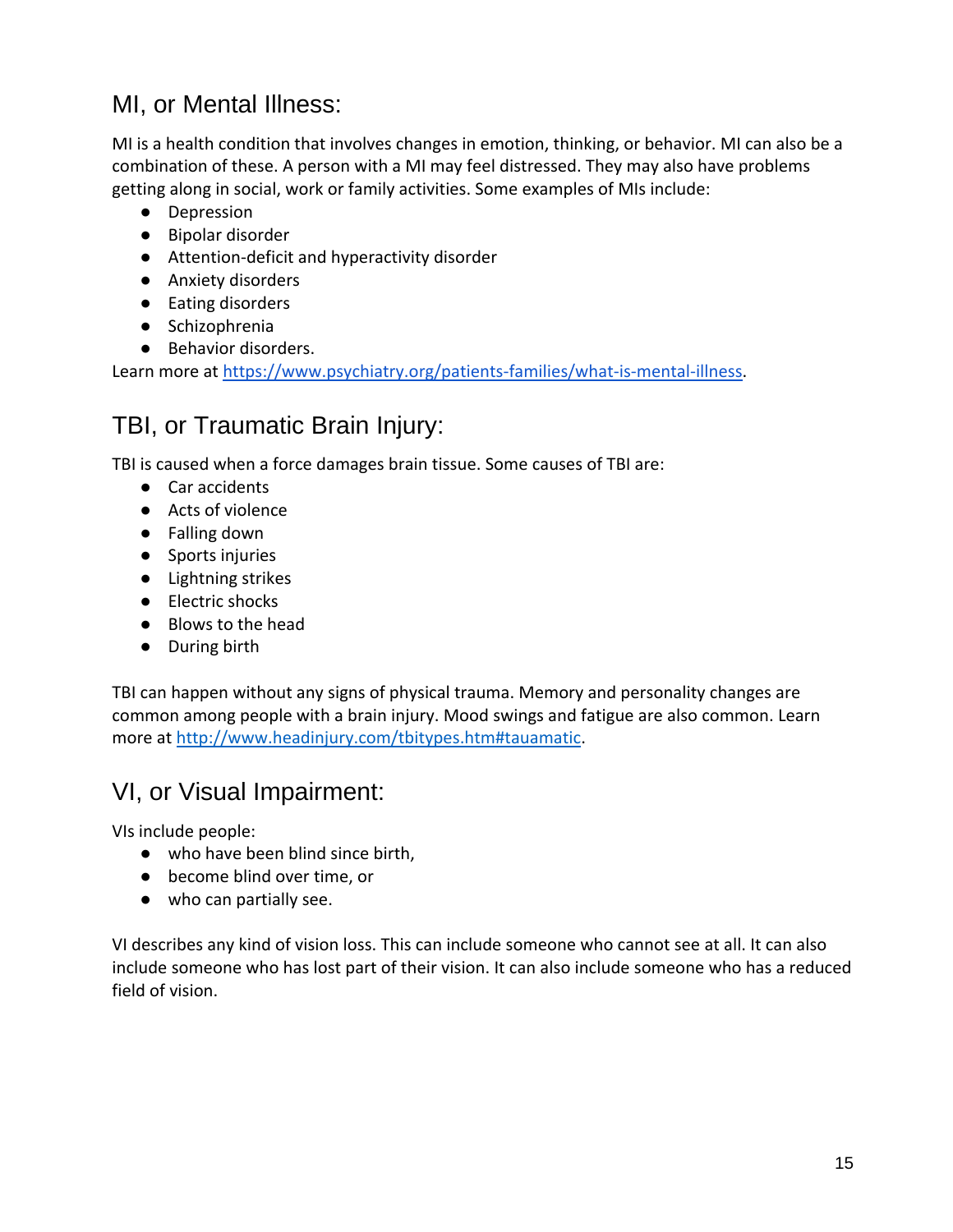## MI, or Mental Illness:

MI is a health condition that involves changes in emotion, thinking, or behavior. MI can also be a combination of these. A person with a MI may feel distressed. They may also have problems getting along in social, work or family activities. Some examples of MIs include:

- Depression
- Bipolar disorder
- Attention-deficit and hyperactivity disorder
- Anxiety disorders
- Eating disorders
- Schizophrenia
- Behavior disorders.

Learn more at [https://www.psychiatry.org/patients-families/what-is-mental-illness](https://www.psychiatry.org/patients-families/what-is-mental-illness).

## TBI, or Traumatic Brain Injury:

TBI is caused when a force damages brain tissue. Some causes of TBI are:

- Car accidents
- Acts of violence
- Falling down
- Sports injuries
- Lightning strikes
- Electric shocks
- Blows to the head
- During birth

TBI can happen without any signs of physical trauma. Memory and personality changes are common among people with a brain injury. Mood swings and fatigue are also common. Learn more at [http://www.headinjury.com/tbitypes.htm#tauamatic](http://www.headinjury.com/tbitypes.htm#tauamatic).

## VI, or Visual Impairment:

VIs include people:

- who have been blind since birth,
- become blind over time, or
- who can partially see.

VI describes any kind of vision loss. This can include someone who cannot see at all. It can also include someone who has lost part of their vision. It can also include someone who has a reduced field of vision.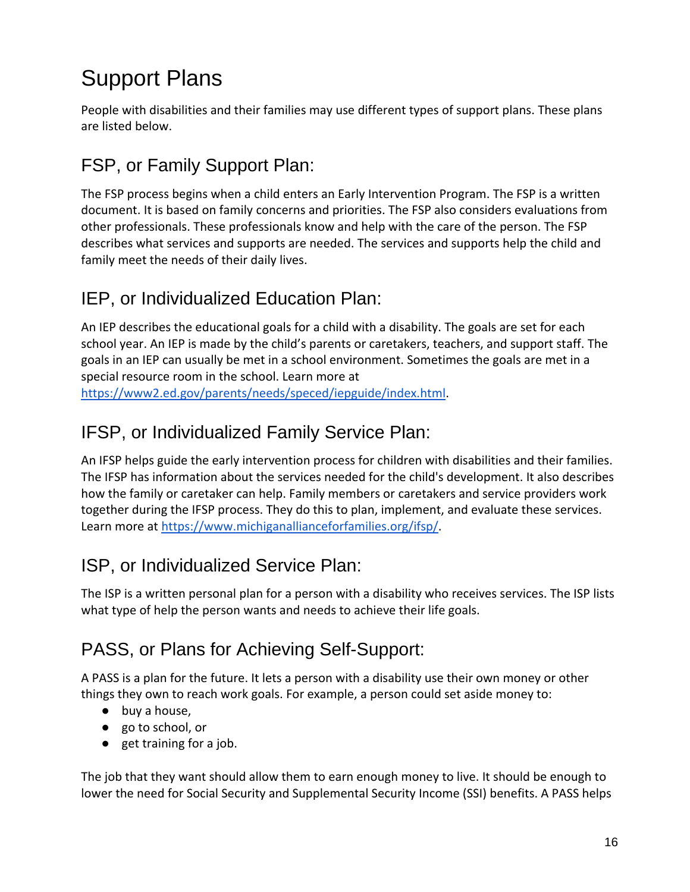# Support Plans

People with disabilities and their families may use different types of support plans. These plans are listed below.

## FSP, or Family Support Plan:

The FSP process begins when a child enters an Early Intervention Program. The FSP is a written document. It is based on family concerns and priorities. The FSP also considers evaluations from other professionals. These professionals know and help with the care of the person. The FSP describes what services and supports are needed. The services and supports help the child and family meet the needs of their daily lives.

## IEP, or Individualized Education Plan:

An IEP describes the educational goals for a child with a disability. The goals are set for each school year. An IEP is made by the child's parents or caretakers, teachers, and support staff. The goals in an IEP can usually be met in a school environment. Sometimes the goals are met in a special resource room in the school. Learn more at [https://www2.ed.gov/parents/needs/speced/iepguide/index.html](https://www2.ed.gov/parents/needs/speced/iepguide/index.html).

## IFSP, or Individualized Family Service Plan:

An IFSP helps guide the early intervention process for children with disabilities and their families. The IFSP has information about the services needed for the child's development. It also describes how the family or caretaker can help. Family members or caretakers and service providers work together during the IFSP process. They do this to plan, implement, and evaluate these services. Learn more at [https://www.michiganallianceforfamilies.org/ifsp/](https://www.michiganallianceforfamilies.org/ifsp/).

## ISP, or Individualized Service Plan:

The ISP is a written personal plan for a person with a disability who receives services. The ISP lists what type of help the person wants and needs to achieve their life goals.

## PASS, or Plans for Achieving Self-Support:

A PASS is a plan for the future. It lets a person with a disability use their own money or other things they own to reach work goals. For example, a person could set aside money to:

- buy a house,
- go to school, or
- get training for a job.

The job that they want should allow them to earn enough money to live. It should be enough to lower the need for Social Security and Supplemental Security Income (SSI) benefits. A PASS helps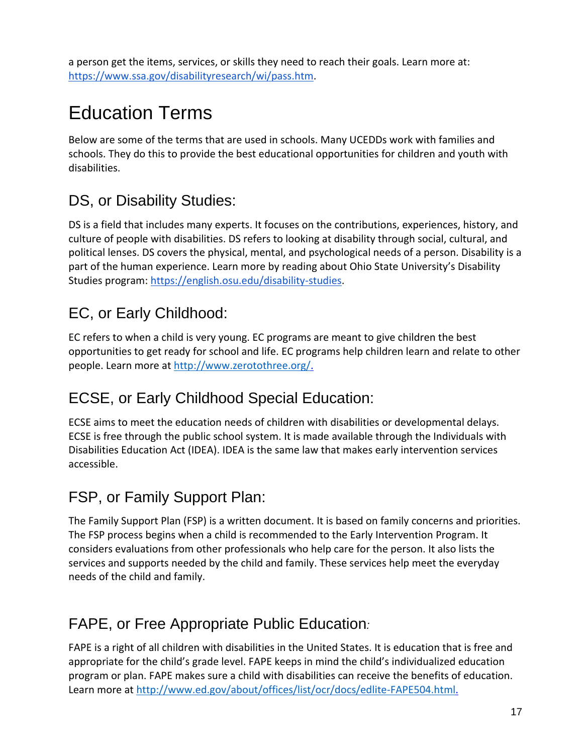a person get the items, services, or skills they need to reach their goals. Learn more at: https://www.ssa.gov/disabilityresearch/wi/pass.htm.

# Education Terms

Below are some of the terms that are used in schools. Many UCEDDs work with families and schools. They do this to provide the best educational opportunities for children and youth with disabilities.

## DS, or Disability Studies:

DS is a field that includes many experts. It focuses on the contributions, experiences, history, and culture of people with disabilities. DS refers to looking at disability through social, cultural, and political lenses. DS covers the physical, mental, and psychological needs of a person. Disability is a part of the human experience. Learn more by reading about Ohio State University's Disability Studies program: https://english.osu.edu/disability-studies.

## EC, or Early Childhood:

EC refers to when a child is very young. EC programs are meant to give children the best opportunities to get ready for school and life. EC programs help children learn and relate to other people. Learn more at http://www.zerotothree.org/.

## ECSE, or Early Childhood Special Education:

ECSE aims to meet the education needs of children with disabilities or developmental delays. ECSE is free through the public school system. It is made available through the Individuals with Disabilities Education Act (IDEA). IDEA is the same law that makes early intervention services accessible.

## FSP, or Family Support Plan:

The Family Support Plan (FSP) is a written document. It is based on family concerns and priorities. The FSP process begins when a child is recommended to the Early Intervention Program. It considers evaluations from other professionals who help care for the person. It also lists the services and supports needed by the child and family. These services help meet the everyday needs of the child and family.

## FAPE, or Free Appropriate Public Education:

FAPE is a right of all children with disabilities in the United States. It is education that is free and appropriate for the child's grade level. FAPE keeps in mind the child's individualized education program or plan. FAPE makes sure a child with disabilities can receive the benefits of education. Learn more at http://www.ed.gov/about/offices/list/ocr/docs/edlite-FAPE504.html.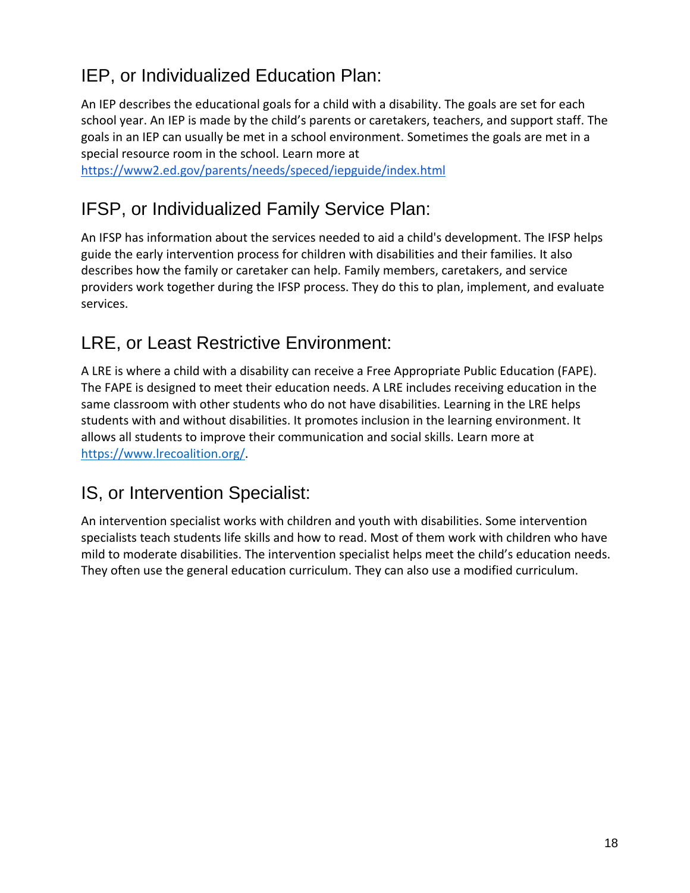## IEP, or Individualized Education Plan:

An IEP describes the educational goals for a child with a disability. The goals are set for each school year. An IEP is made by the child's parents or caretakers, teachers, and support staff. The goals in an IEP can usually be met in a school environment. Sometimes the goals are met in a special resource room in the school. Learn more at https://www2.ed.gov/parents/needs/speced/iepguide/index.html

## IFSP, or Individualized Family Service Plan:

An IFSP has information about the services needed to aid a child's development. The IFSP helps guide the early intervention process for children with disabilities and their families. It also describes how the family or caretaker can help. Family members, caretakers, and service providers work together during the IFSP process. They do this to plan, implement, and evaluate services.

## LRE, or Least Restrictive Environment:

A LRE is where a child with a disability can receive a Free Appropriate Public Education (FAPE). The FAPE is designed to meet their education needs. A LRE includes receiving education in the same classroom with other students who do not have disabilities. Learning in the LRE helps students with and without disabilities. It promotes inclusion in the learning environment. It allows all students to improve their communication and social skills. Learn more at https://www.lrecoalition.org/.

## IS, or Intervention Specialist:

An intervention specialist works with children and youth with disabilities. Some intervention specialists teach students life skills and how to read. Most of them work with children who have mild to moderate disabilities. The intervention specialist helps meet the child's education needs. They often use the general education curriculum. They can also use a modified curriculum.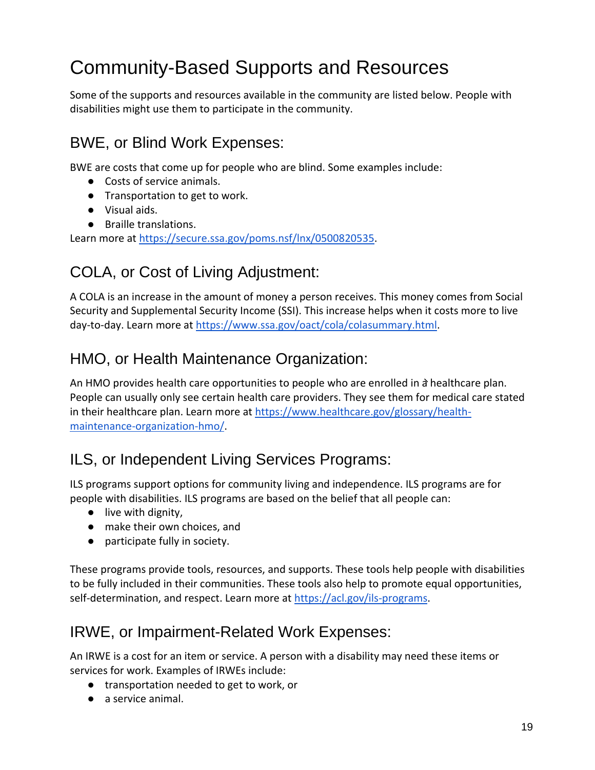# Community-Based Supports and Resources

Some of the supports and resources available in the community are listed below. People with disabilities might use them to participate in the community.

## BWE, or Blind Work Expenses:

BWE are costs that come up for people who are blind. Some examples include:

- Costs of service animals.
- Transportation to get to work.
- Visual aids.
- Braille translations.

Learn more at https://secure.ssa.gov/poms.nsf/lnx/0500820535.

## COLA, or Cost of Living Adjustment:

A COLA is an increase in the amount of money a person receives. This money comes from Social Security and Supplemental Security Income (SSI). This increase helps when it costs more to live day-to-day. Learn more at https://www.ssa.gov/oact/cola/colasummary.html.

## HMO, or Health Maintenance Organization:

An HMO provides health care opportunities to people who are enrolled in a healthcare plan. People can usually only see certain health care providers. They see them for medical care stated in their healthcare plan. Learn more at https://www.healthcare.gov/glossary/health-maintenance-organization-hmo/.

## ILS, or Independent Living Services Programs:

ILS programs support options for community living and independence. ILS programs are for people with disabilities. ILS programs are based on the belief that all people can:

- live with dignity,
- make their own choices, and
- participate fully in society.

These programs provide tools, resources, and supports. These tools help people with disabilities to be fully included in their communities. These tools also help to promote equal opportunities, self-determination, and respect. Learn more at https://acl.gov/ils-programs.

## IRWE, or Impairment-Related Work Expenses:

An IRWE is a cost for an item or service. A person with a disability may need these items or services for work. Examples of IRWEs include:

- transportation needed to get to work, or
- a service animal.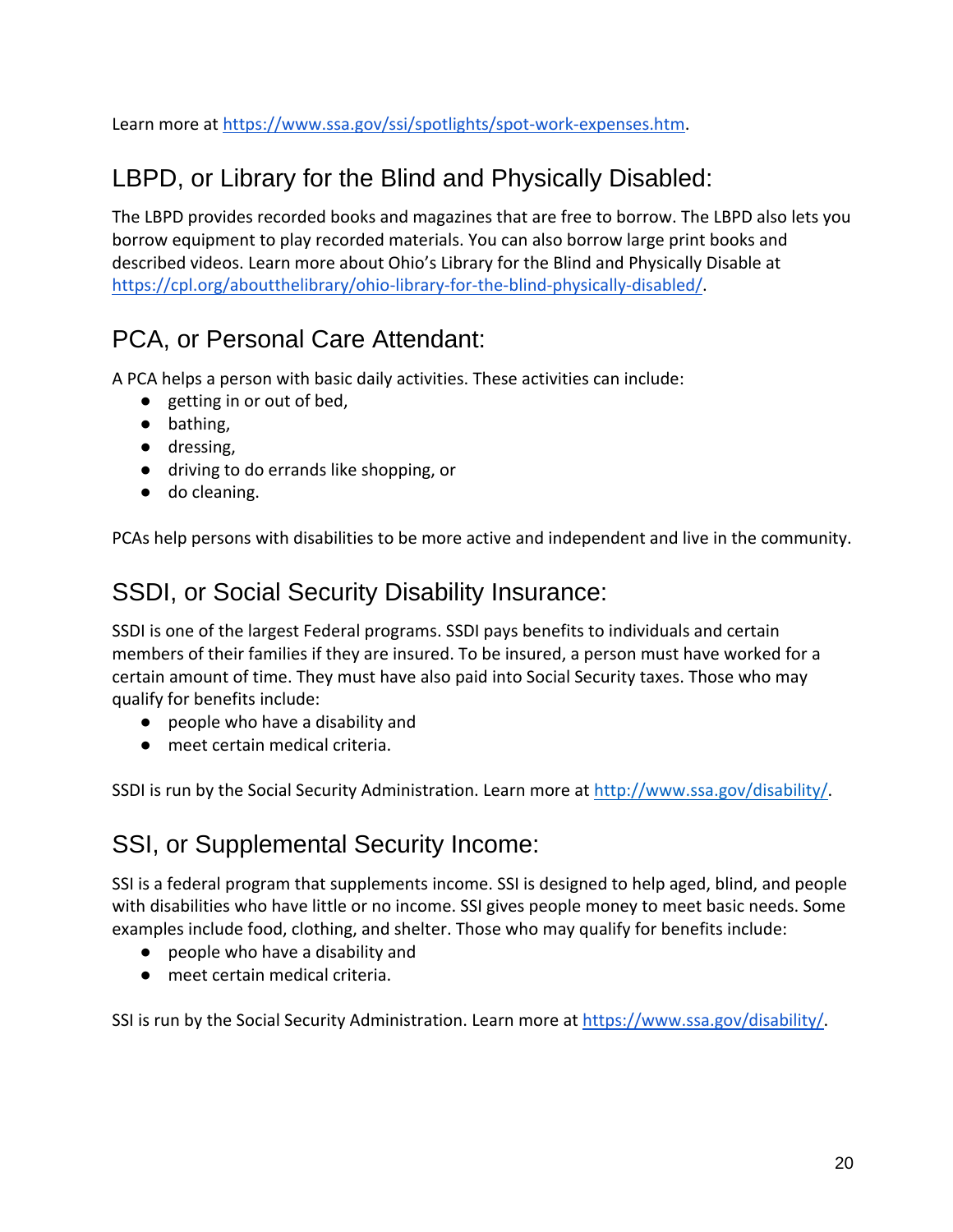Learn more at https://www.ssa.gov/ssi/spotlights/spot-work-expenses.htm.

## LBPD, or Library for the Blind and Physically Disabled:

The LBPD provides recorded books and magazines that are free to borrow. The LBPD also lets you borrow equipment to play recorded materials. You can also borrow large print books and described videos. Learn more about Ohio's Library for the Blind and Physically Disable at https://cpl.org/aboutthelibrary/ohio-library-for-the-blind-physically-disabled/.

## PCA, or Personal Care Attendant:

A PCA helps a person with basic daily activities. These activities can include:

- getting in or out of bed,
- bathing,
- dressing,
- driving to do errands like shopping, or
- do cleaning.

PCAs help persons with disabilities to be more active and independent and live in the community.

## SSDI, or Social Security Disability Insurance:

SSDI is one of the largest Federal programs. SSDI pays benefits to individuals and certain members of their families if they are insured. To be insured, a person must have worked for a certain amount of time. They must have also paid into Social Security taxes. Those who may qualify for benefits include:

- people who have a disability and
- meet certain medical criteria.

SSDI is run by the Social Security Administration. Learn more at http://www.ssa.gov/disability/.

## SSI, or Supplemental Security Income:

SSI is a federal program that supplements income. SSI is designed to help aged, blind, and people with disabilities who have little or no income. SSI gives people money to meet basic needs. Some examples include food, clothing, and shelter. Those who may qualify for benefits include:

- people who have a disability and
- meet certain medical criteria.

SSI is run by the Social Security Administration. Learn more at https://www.ssa.gov/disability/.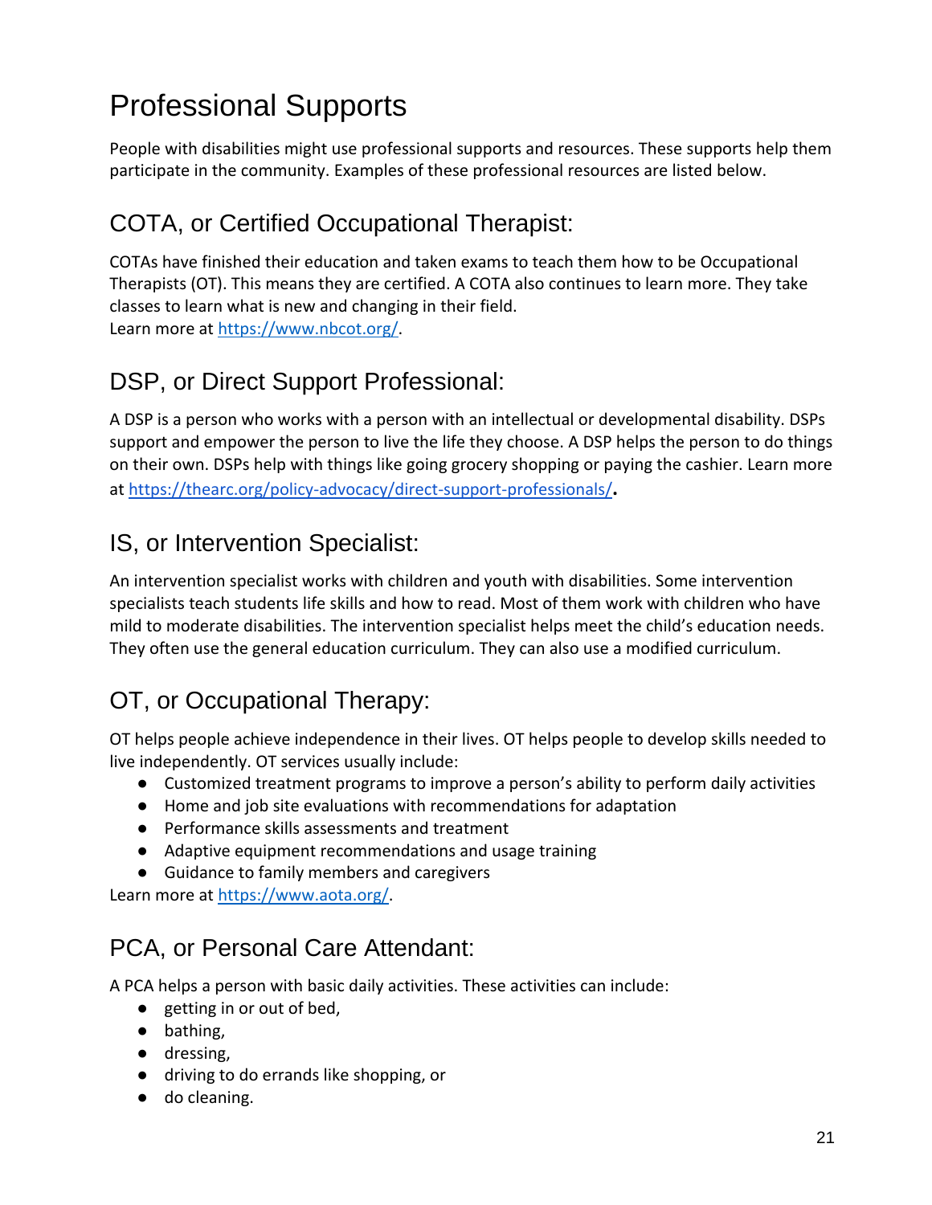# Professional Supports

People with disabilities might use professional supports and resources. These supports help them participate in the community. Examples of these professional resources are listed below.

## COTA, or Certified Occupational Therapist:

COTAs have finished their education and taken exams to teach them how to be Occupational Therapists (OT). This means they are certified. A COTA also continues to learn more. They take classes to learn what is new and changing in their field.
Learn more at https://www.nbcot.org/.

## DSP, or Direct Support Professional:

A DSP is a person who works with a person with an intellectual or developmental disability. DSPs support and empower the person to live the life they choose. A DSP helps the person to do things on their own. DSPs help with things like going grocery shopping or paying the cashier. Learn more at https://thearc.org/policy-advocacy/direct-support-professionals/**.**

## IS, or Intervention Specialist:

An intervention specialist works with children and youth with disabilities. Some intervention specialists teach students life skills and how to read. Most of them work with children who have mild to moderate disabilities. The intervention specialist helps meet the child's education needs. They often use the general education curriculum. They can also use a modified curriculum.

## OT, or Occupational Therapy:

OT helps people achieve independence in their lives. OT helps people to develop skills needed to live independently. OT services usually include:

- Customized treatment programs to improve a person's ability to perform daily activities
- Home and job site evaluations with recommendations for adaptation
- Performance skills assessments and treatment
- Adaptive equipment recommendations and usage training
- Guidance to family members and caregivers

Learn more at https://www.aota.org/.

## PCA, or Personal Care Attendant:

A PCA helps a person with basic daily activities. These activities can include:

- getting in or out of bed,
- bathing,
- dressing,
- driving to do errands like shopping, or
- do cleaning.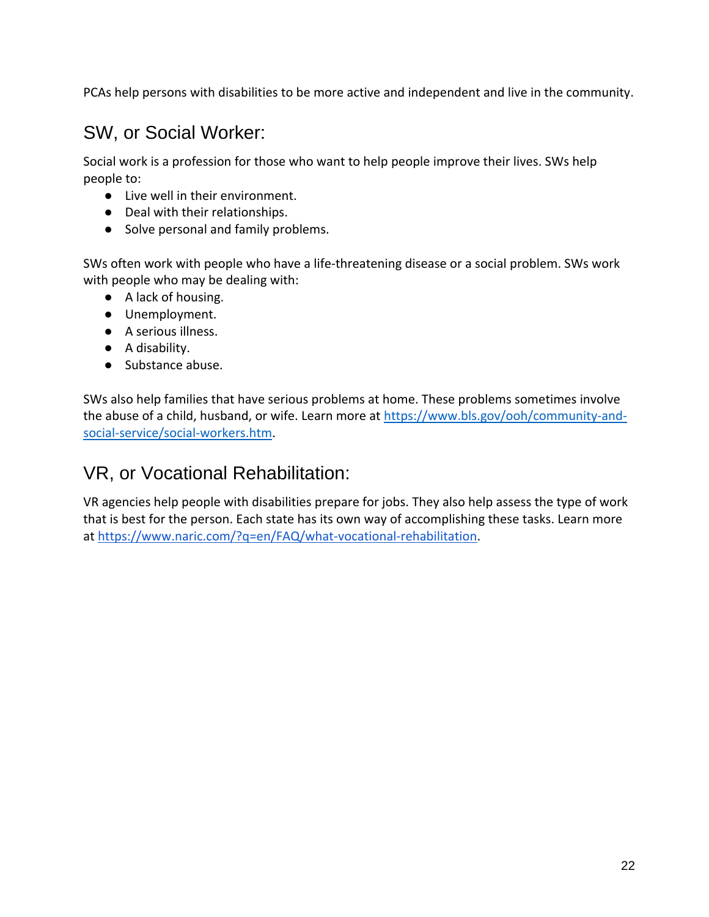PCAs help persons with disabilities to be more active and independent and live in the community.

## SW, or Social Worker:

Social work is a profession for those who want to help people improve their lives. SWs help people to:

- Live well in their environment.
- Deal with their relationships.
- Solve personal and family problems.

SWs often work with people who have a life-threatening disease or a social problem. SWs work with people who may be dealing with:

- A lack of housing.
- Unemployment.
- A serious illness.
- A disability.
- Substance abuse.

SWs also help families that have serious problems at home. These problems sometimes involve the abuse of a child, husband, or wife. Learn more at [https://www.bls.gov/ooh/community-and-social-service/social-workers.htm](https://www.bls.gov/ooh/community-and-social-service/social-workers.htm).

## VR, or Vocational Rehabilitation:

VR agencies help people with disabilities prepare for jobs. They also help assess the type of work that is best for the person. Each state has its own way of accomplishing these tasks. Learn more at [https://www.naric.com/?q=en/FAQ/what-vocational-rehabilitation](https://www.naric.com/?q=en/FAQ/what-vocational-rehabilitation).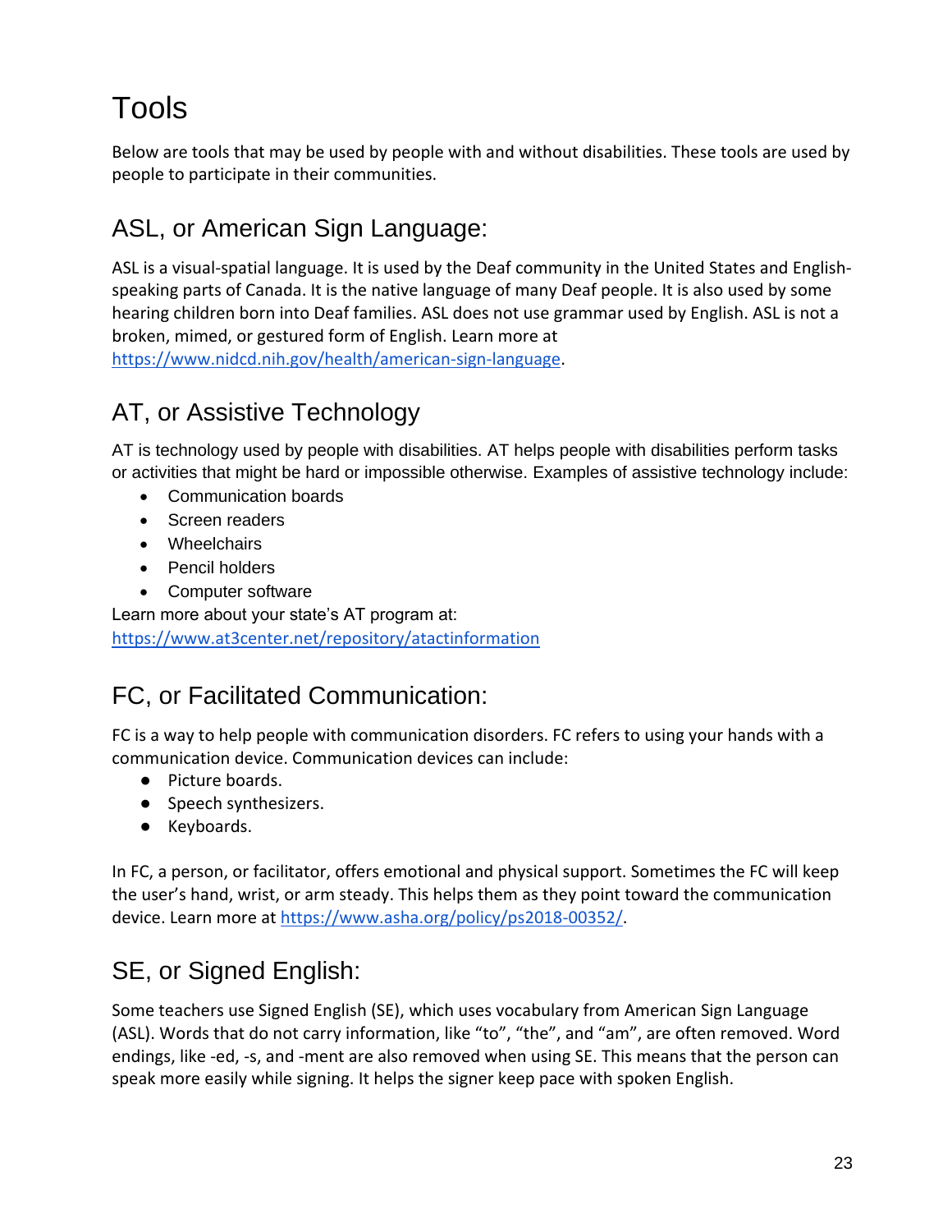# Tools

Below are tools that may be used by people with and without disabilities. These tools are used by people to participate in their communities.

## ASL, or American Sign Language:

ASL is a visual-spatial language. It is used by the Deaf community in the United States and English-speaking parts of Canada. It is the native language of many Deaf people. It is also used by some hearing children born into Deaf families. ASL does not use grammar used by English. ASL is not a broken, mimed, or gestured form of English. Learn more at https://www.nidcd.nih.gov/health/american-sign-language.

## AT, or Assistive Technology

AT is technology used by people with disabilities. AT helps people with disabilities perform tasks or activities that might be hard or impossible otherwise. Examples of assistive technology include:

- Communication boards
- Screen readers
- Wheelchairs
- Pencil holders
- Computer software

Learn more about your state's AT program at: https://www.at3center.net/repository/atactinformation

## FC, or Facilitated Communication:

FC is a way to help people with communication disorders. FC refers to using your hands with a communication device. Communication devices can include:

- Picture boards.
- Speech synthesizers.
- Keyboards.

In FC, a person, or facilitator, offers emotional and physical support. Sometimes the FC will keep the user's hand, wrist, or arm steady. This helps them as they point toward the communication device. Learn more at https://www.asha.org/policy/ps2018-00352/.

## SE, or Signed English:

Some teachers use Signed English (SE), which uses vocabulary from American Sign Language (ASL). Words that do not carry information, like "to", "the", and "am", are often removed. Word endings, like -ed, -s, and -ment are also removed when using SE. This means that the person can speak more easily while signing. It helps the signer keep pace with spoken English.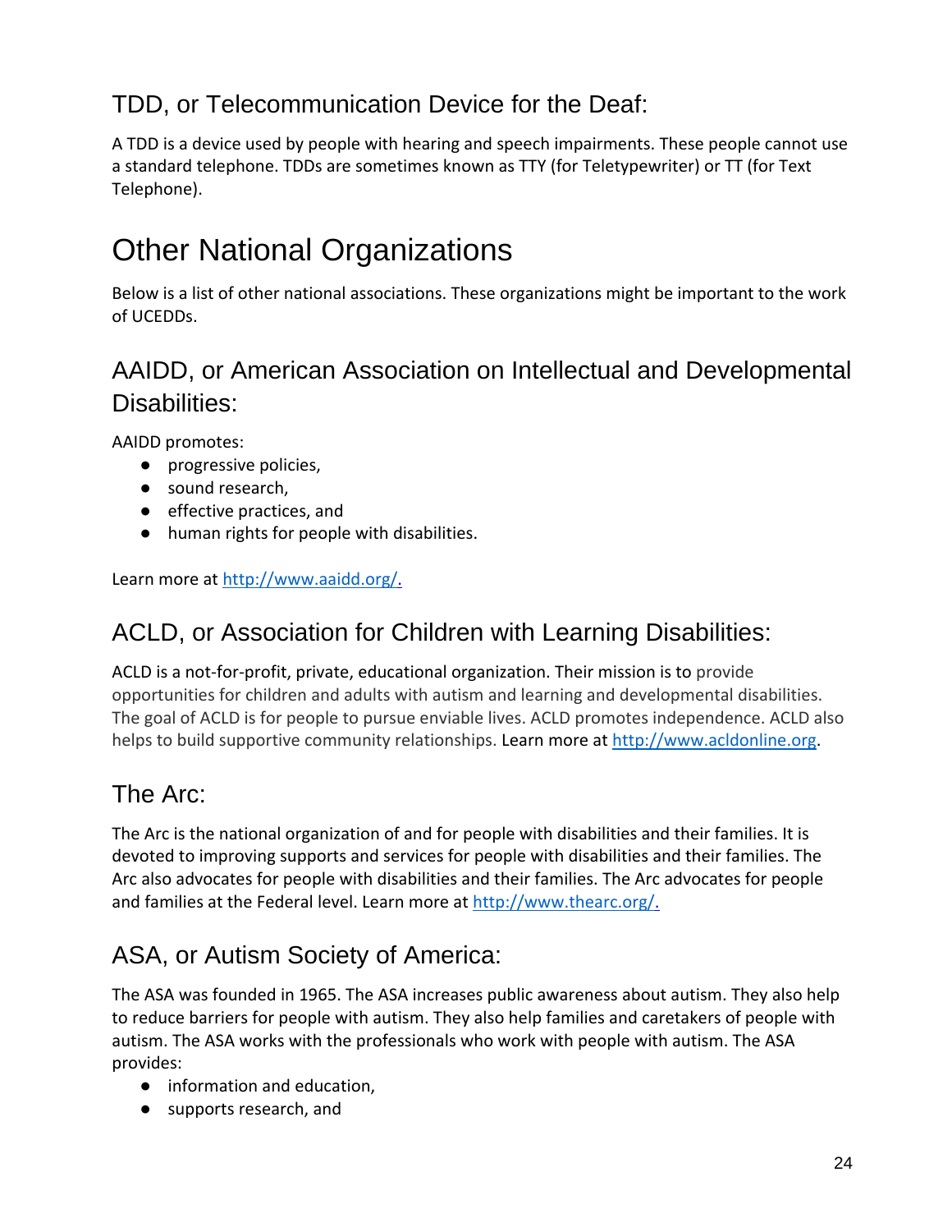## TDD, or Telecommunication Device for the Deaf:

A TDD is a device used by people with hearing and speech impairments. These people cannot use a standard telephone. TDDs are sometimes known as TTY (for Teletypewriter) or TT (for Text Telephone).

# Other National Organizations

Below is a list of other national associations. These organizations might be important to the work of UCEDDs.

## AAIDD, or American Association on Intellectual and Developmental Disabilities:

AAIDD promotes:

- progressive policies,
- sound research,
- effective practices, and
- human rights for people with disabilities.

Learn more at [http://www.aaidd.org/.](http://www.aaidd.org/)

## ACLD, or Association for Children with Learning Disabilities:

ACLD is a not-for-profit, private, educational organization. Their mission is to provide opportunities for children and adults with autism and learning and developmental disabilities. The goal of ACLD is for people to pursue enviable lives. ACLD promotes independence. ACLD also helps to build supportive community relationships. Learn more at [http://www.acldonline.org](http://www.acldonline.org).

## The Arc:

The Arc is the national organization of and for people with disabilities and their families. It is devoted to improving supports and services for people with disabilities and their families. The Arc also advocates for people with disabilities and their families. The Arc advocates for people and families at the Federal level. Learn more at [http://www.thearc.org/.](http://www.thearc.org/)

## ASA, or Autism Society of America:

The ASA was founded in 1965. The ASA increases public awareness about autism. They also help to reduce barriers for people with autism. They also help families and caretakers of people with autism. The ASA works with the professionals who work with people with autism. The ASA provides:

- information and education,
- supports research, and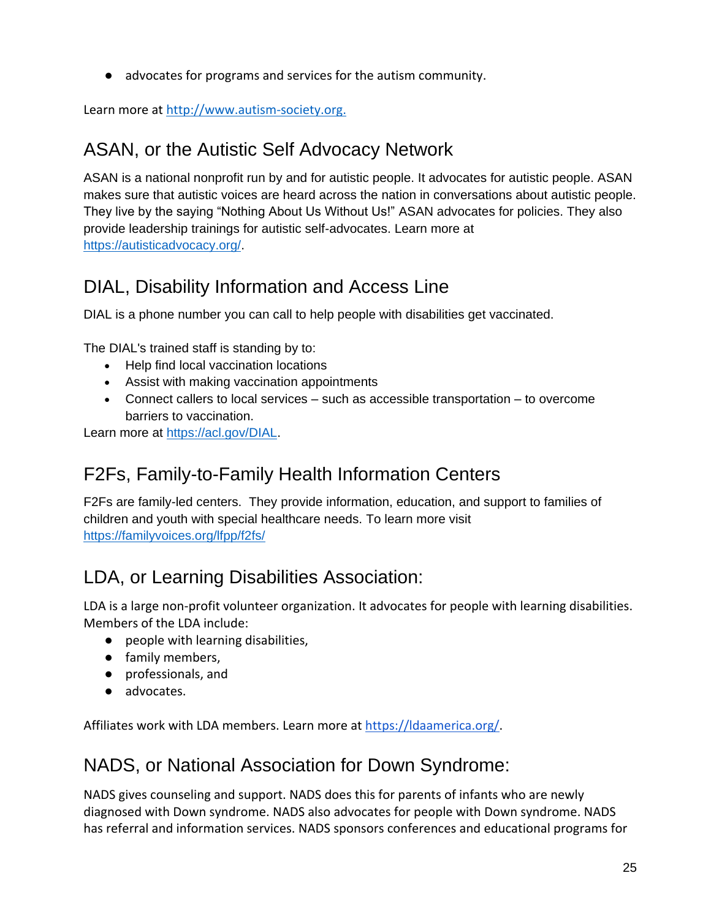- advocates for programs and services for the autism community.

Learn more at http://www.autism-society.org.

## ASAN, or the Autistic Self Advocacy Network

ASAN is a national nonprofit run by and for autistic people. It advocates for autistic people. ASAN makes sure that autistic voices are heard across the nation in conversations about autistic people. They live by the saying "Nothing About Us Without Us!" ASAN advocates for policies. They also provide leadership trainings for autistic self-advocates. Learn more at https://autisticadvocacy.org/.

## DIAL, Disability Information and Access Line

DIAL is a phone number you can call to help people with disabilities get vaccinated.

The DIAL's trained staff is standing by to:

- Help find local vaccination locations
- Assist with making vaccination appointments
- Connect callers to local services – such as accessible transportation – to overcome barriers to vaccination.

Learn more at https://acl.gov/DIAL.

## F2Fs, Family-to-Family Health Information Centers

F2Fs are family-led centers. They provide information, education, and support to families of children and youth with special healthcare needs. To learn more visit https://familyvoices.org/lfpp/f2fs/

## LDA, or Learning Disabilities Association:

LDA is a large non-profit volunteer organization. It advocates for people with learning disabilities. Members of the LDA include:

- people with learning disabilities,
- family members,
- professionals, and
- advocates.

Affiliates work with LDA members. Learn more at https://ldaamerica.org/.

## NADS, or National Association for Down Syndrome:

NADS gives counseling and support. NADS does this for parents of infants who are newly diagnosed with Down syndrome. NADS also advocates for people with Down syndrome. NADS has referral and information services. NADS sponsors conferences and educational programs for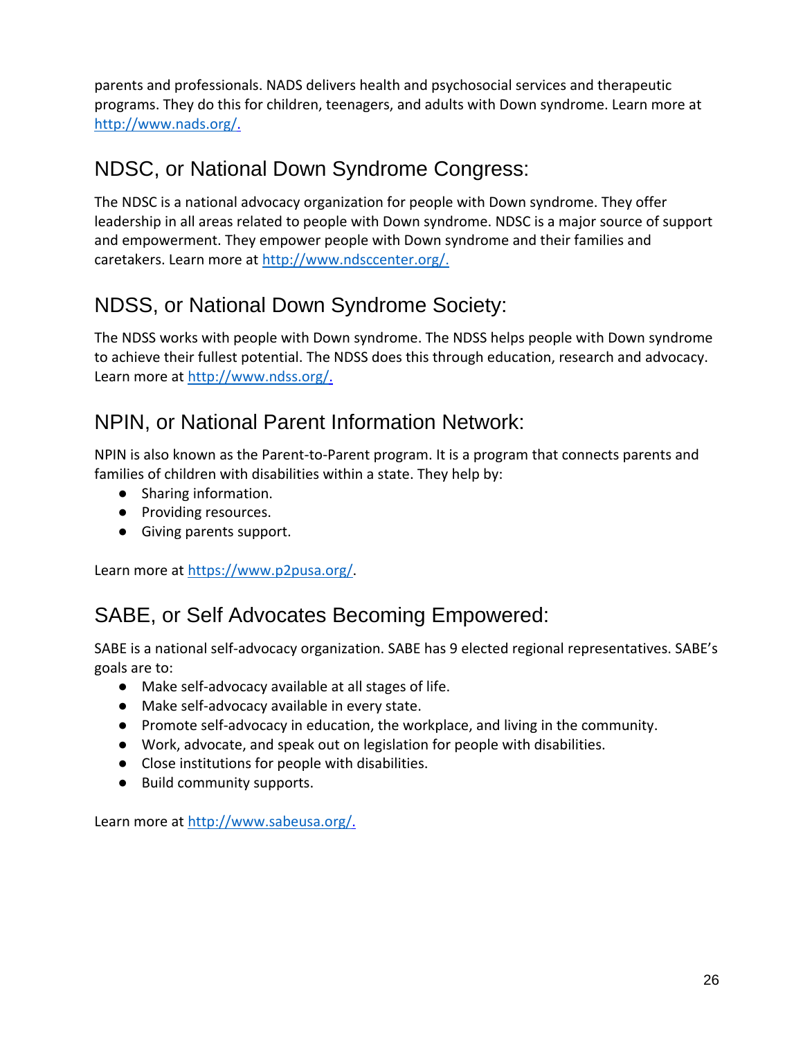parents and professionals. NADS delivers health and psychosocial services and therapeutic programs. They do this for children, teenagers, and adults with Down syndrome. Learn more at http://www.nads.org/.

## NDSC, or National Down Syndrome Congress:

The NDSC is a national advocacy organization for people with Down syndrome. They offer leadership in all areas related to people with Down syndrome. NDSC is a major source of support and empowerment. They empower people with Down syndrome and their families and caretakers. Learn more at http://www.ndsccenter.org/.

## NDSS, or National Down Syndrome Society:

The NDSS works with people with Down syndrome. The NDSS helps people with Down syndrome to achieve their fullest potential. The NDSS does this through education, research and advocacy. Learn more at http://www.ndss.org/.

## NPIN, or National Parent Information Network:

NPIN is also known as the Parent-to-Parent program. It is a program that connects parents and families of children with disabilities within a state. They help by:

- Sharing information.
- Providing resources.
- Giving parents support.

Learn more at https://www.p2pusa.org/.

## SABE, or Self Advocates Becoming Empowered:

SABE is a national self-advocacy organization. SABE has 9 elected regional representatives. SABE's goals are to:

- Make self-advocacy available at all stages of life.
- Make self-advocacy available in every state.
- Promote self-advocacy in education, the workplace, and living in the community.
- Work, advocate, and speak out on legislation for people with disabilities.
- Close institutions for people with disabilities.
- Build community supports.

Learn more at http://www.sabeusa.org/.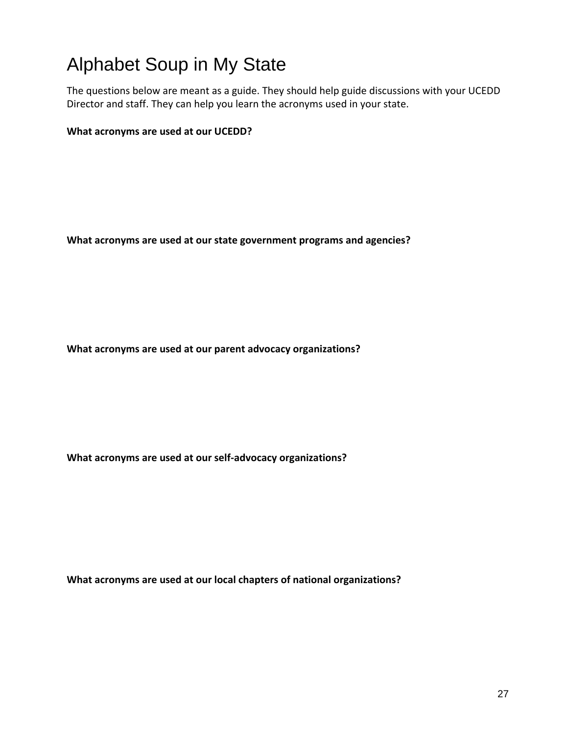# Alphabet Soup in My State

The questions below are meant as a guide. They should help guide discussions with your UCEDD Director and staff. They can help you learn the acronyms used in your state.

**What acronyms are used at our UCEDD?**

**What acronyms are used at our state government programs and agencies?**

**What acronyms are used at our parent advocacy organizations?**

**What acronyms are used at our self-advocacy organizations?**

**What acronyms are used at our local chapters of national organizations?**